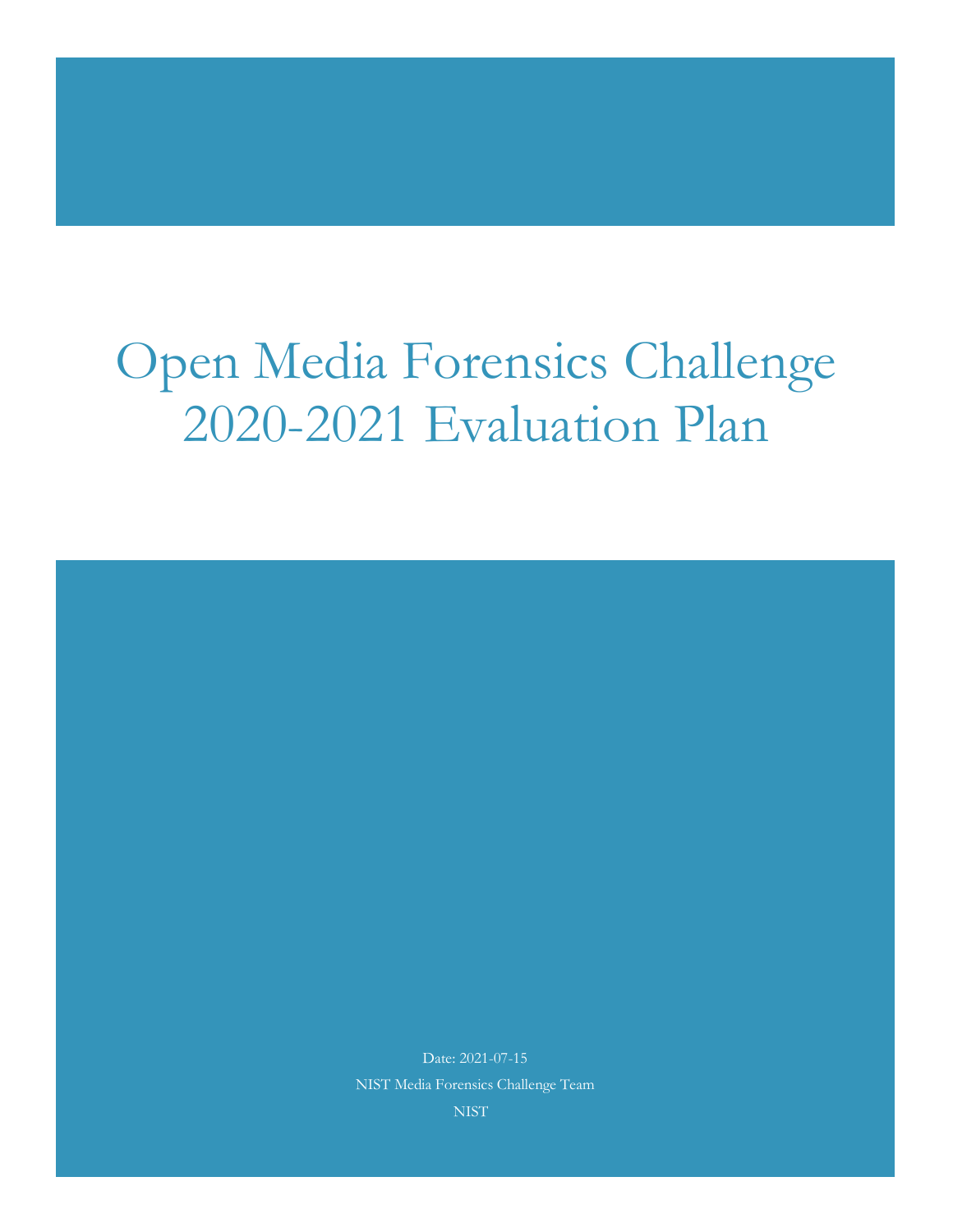# Open Media Forensics Challenge 2020-2021 Evaluation Plan

Date: 2021-07-15

NIST Media Forensics Challenge Team

NIST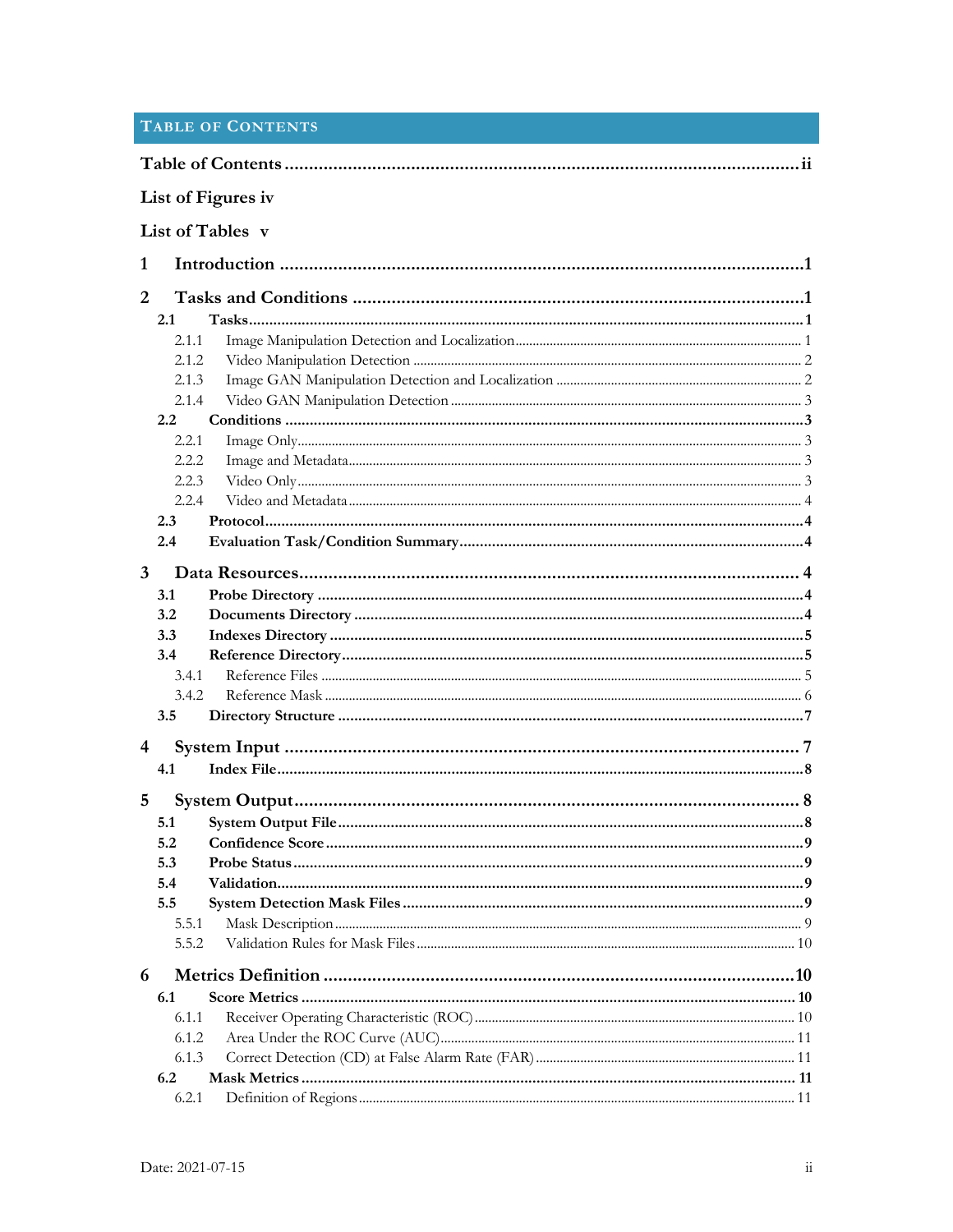# Table of Contents

Table of Contents ..... ii

List of Figures iv

List of Tables v

1 Introduction ..... 1

2 Tasks and Conditions ..... 1

- 2.1 Tasks ..... 1
  - 2.1.1 Image Manipulation Detection and Localization ..... 1
  - 2.1.2 Video Manipulation Detection ..... 2
  - 2.1.3 Image GAN Manipulation Detection and Localization ..... 2
  - 2.1.4 Video GAN Manipulation Detection ..... 3
- 2.2 Conditions ..... 3
  - 2.2.1 Image Only ..... 3
  - 2.2.2 Image and Metadata ..... 3
  - 2.2.3 Video Only ..... 3
  - 2.2.4 Video and Metadata ..... 4
- 2.3 Protocol ..... 4
- 2.4 Evaluation Task/Condition Summary ..... 4

3 Data Resources ..... 4

- 3.1 Probe Directory ..... 4
- 3.2 Documents Directory ..... 4
- 3.3 Indexes Directory ..... 5
- 3.4 Reference Directory ..... 5
  - 3.4.1 Reference Files ..... 5
  - 3.4.2 Reference Mask ..... 6
- 3.5 Directory Structure ..... 7

4 System Input ..... 7

- 4.1 Index File ..... 8

5 System Output ..... 8

- 5.1 System Output File ..... 8
- 5.2 Confidence Score ..... 9
- 5.3 Probe Status ..... 9
- 5.4 Validation ..... 9
- 5.5 System Detection Mask Files ..... 9
  - 5.5.1 Mask Description ..... 9
  - 5.5.2 Validation Rules for Mask Files ..... 10

6 Metrics Definition ..... 10

- 6.1 Score Metrics ..... 10
  - 6.1.1 Receiver Operating Characteristic (ROC) ..... 10
  - 6.1.2 Area Under the ROC Curve (AUC) ..... 11
  - 6.1.3 Correct Detection (CD) at False Alarm Rate (FAR) ..... 11
- 6.2 Mask Metrics ..... 11
  - 6.2.1 Definition of Regions ..... 11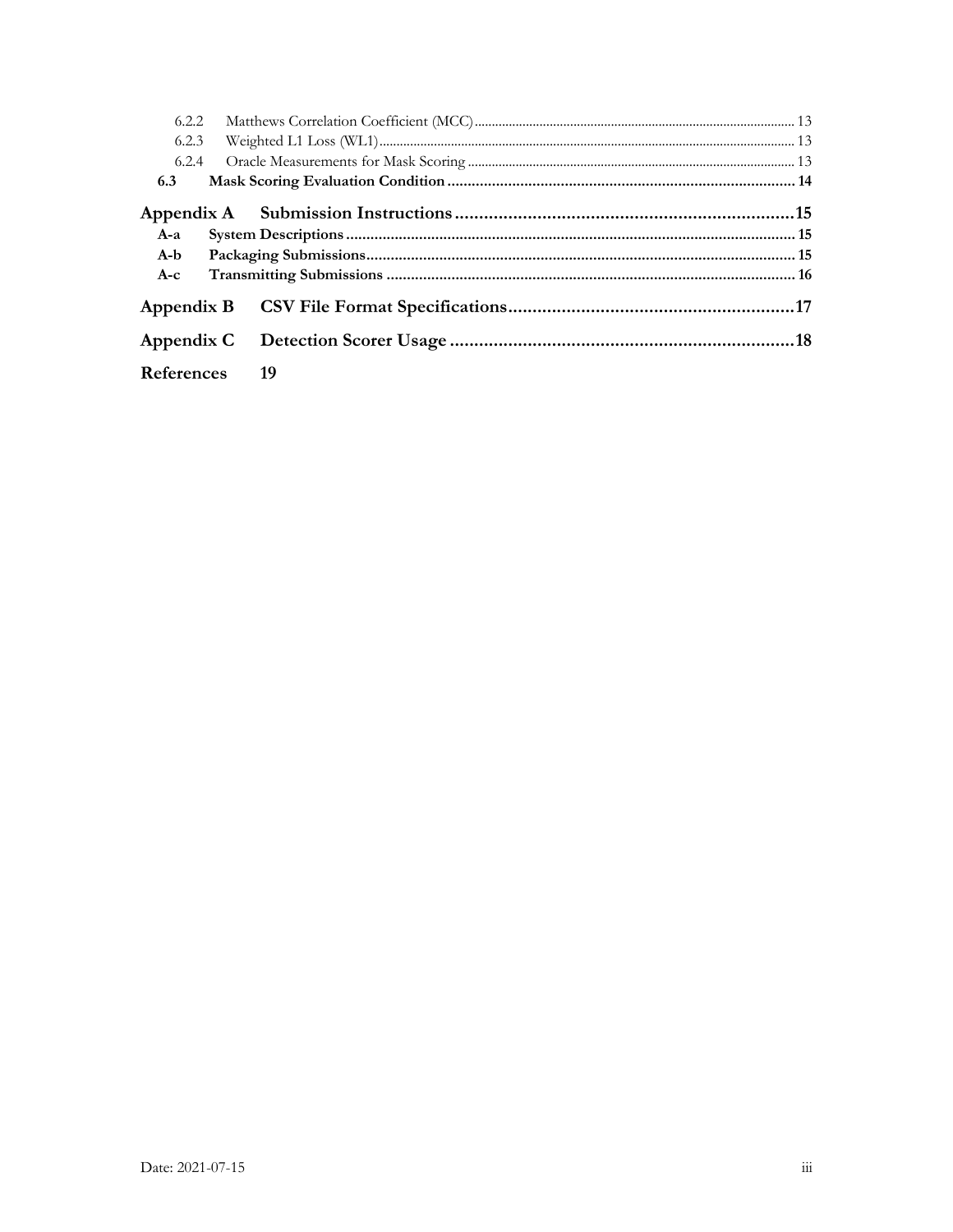6.2.2 Matthews Correlation Coefficient (MCC) ... 13
6.2.3 Weighted L1 Loss (WL1) ... 13
6.2.4 Oracle Measurements for Mask Scoring ... 13
**6.3 Mask Scoring Evaluation Condition ... 14**

**Appendix A Submission Instructions ... 15**
**A-a System Descriptions ... 15**
**A-b Packaging Submissions ... 15**
**A-c Transmitting Submissions ... 16**

**Appendix B CSV File Format Specifications ... 17**

**Appendix C Detection Scorer Usage ... 18**

**References 19**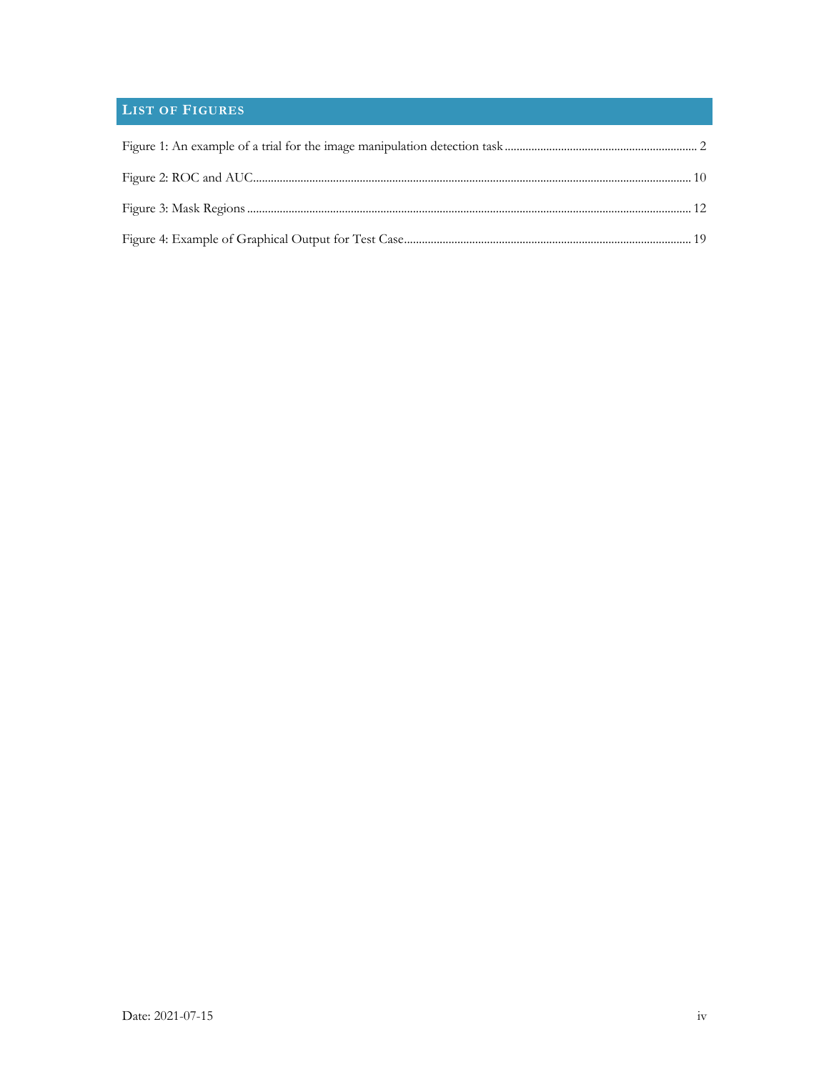## List of Figures

Figure 1: An example of a trial for the image manipulation detection task ..... 2

Figure 2: ROC and AUC ..... 10

Figure 3: Mask Regions ..... 12

Figure 4: Example of Graphical Output for Test Case ..... 19

Date: 2021-07-15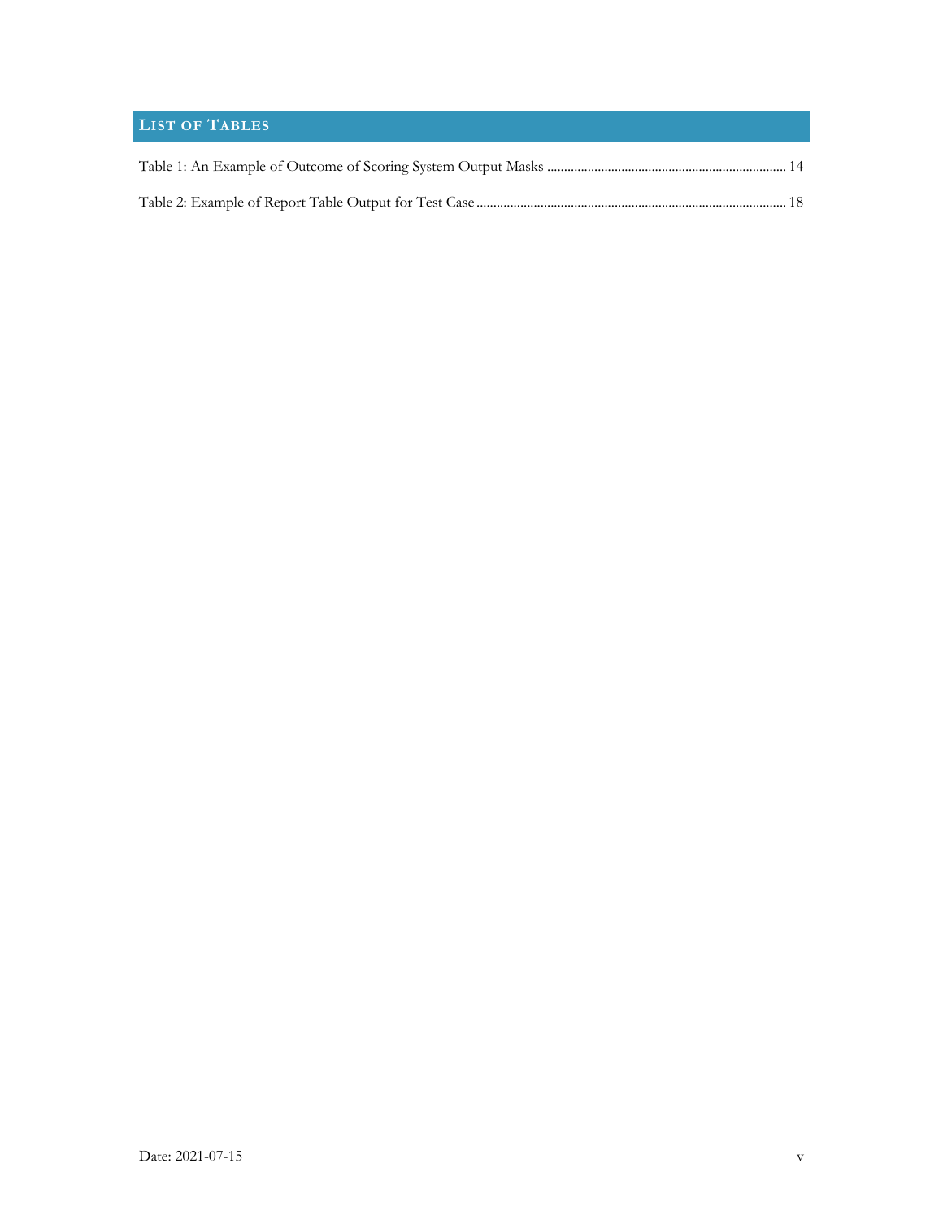## List of Tables

Table 1: An Example of Outcome of Scoring System Output Masks ........................................................................ 14

Table 2: Example of Report Table Output for Test Case ............................................................................................ 18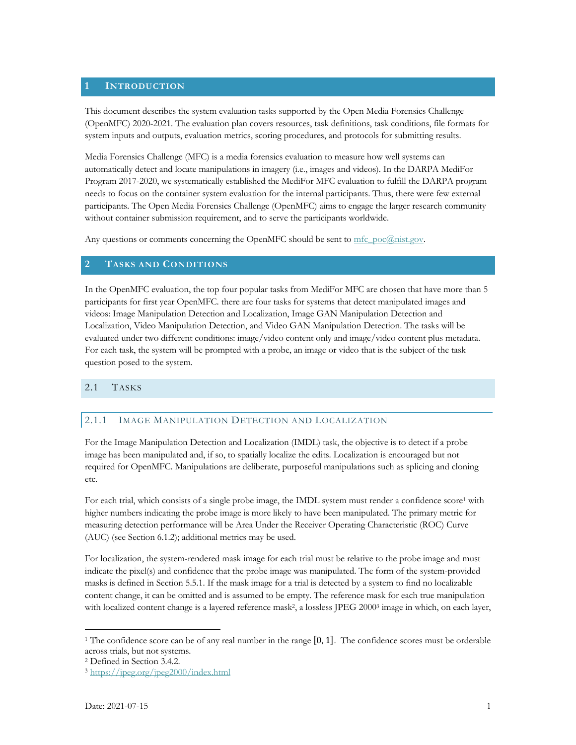# 1 Introduction

This document describes the system evaluation tasks supported by the Open Media Forensics Challenge (OpenMFC) 2020-2021. The evaluation plan covers resources, task definitions, task conditions, file formats for system inputs and outputs, evaluation metrics, scoring procedures, and protocols for submitting results.

Media Forensics Challenge (MFC) is a media forensics evaluation to measure how well systems can automatically detect and locate manipulations in imagery (i.e., images and videos). In the DARPA MediFor Program 2017-2020, we systematically established the MediFor MFC evaluation to fulfill the DARPA program needs to focus on the container system evaluation for the internal participants. Thus, there were few external participants. The Open Media Forensics Challenge (OpenMFC) aims to engage the larger research community without container submission requirement, and to serve the participants worldwide.

Any questions or comments concerning the OpenMFC should be sent to mfc_poc@nist.gov.

# 2 Tasks and Conditions

In the OpenMFC evaluation, the top four popular tasks from MediFor MFC are chosen that have more than 5 participants for first year OpenMFC. there are four tasks for systems that detect manipulated images and videos: Image Manipulation Detection and Localization, Image GAN Manipulation Detection and Localization, Video Manipulation Detection, and Video GAN Manipulation Detection. The tasks will be evaluated under two different conditions: image/video content only and image/video content plus metadata. For each task, the system will be prompted with a probe, an image or video that is the subject of the task question posed to the system.

## 2.1 Tasks

### 2.1.1 Image Manipulation Detection and Localization

For the Image Manipulation Detection and Localization (IMDL) task, the objective is to detect if a probe image has been manipulated and, if so, to spatially localize the edits. Localization is encouraged but not required for OpenMFC. Manipulations are deliberate, purposeful manipulations such as splicing and cloning etc.

For each trial, which consists of a single probe image, the IMDL system must render a confidence score[1] with higher numbers indicating the probe image is more likely to have been manipulated. The primary metric for measuring detection performance will be Area Under the Receiver Operating Characteristic (ROC) Curve (AUC) (see Section 6.1.2); additional metrics may be used.

For localization, the system-rendered mask image for each trial must be relative to the probe image and must indicate the pixel(s) and confidence that the probe image was manipulated. The form of the system-provided masks is defined in Section 5.5.1. If the mask image for a trial is detected by a system to find no localizable content change, it can be omitted and is assumed to be empty. The reference mask for each true manipulation with localized content change is a layered reference mask[2], a lossless JPEG 2000[3] image in which, on each layer,

---

[1] The confidence score can be of any real number in the range $[0, 1]$. The confidence scores must be orderable across trials, but not systems.

[2] Defined in Section 3.4.2.

[3] https://jpeg.org/jpeg2000/index.html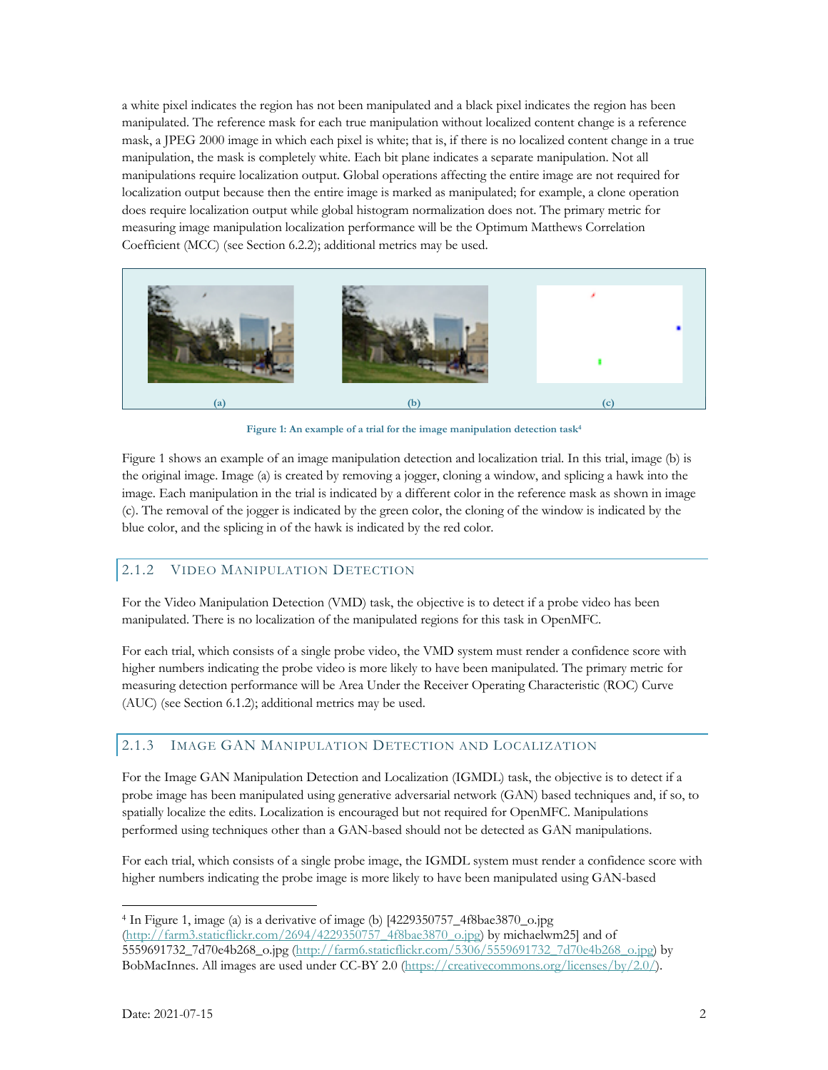a white pixel indicates the region has not been manipulated and a black pixel indicates the region has been manipulated. The reference mask for each true manipulation without localized content change is a reference mask, a JPEG 2000 image in which each pixel is white; that is, if there is no localized content change in a true manipulation, the mask is completely white. Each bit plane indicates a separate manipulation. Not all manipulations require localization output. Global operations affecting the entire image are not required for localization output because then the entire image is marked as manipulated; for example, a clone operation does require localization output while global histogram normalization does not. The primary metric for measuring image manipulation localization performance will be the Optimum Matthews Correlation Coefficient (MCC) (see Section 6.2.2); additional metrics may be used.

(a) (b) (c)

**Figure 1: An example of a trial for the image manipulation detection task[4]**

Figure 1 shows an example of an image manipulation detection and localization trial. In this trial, image (b) is the original image. Image (a) is created by removing a jogger, cloning a window, and splicing a hawk into the image. Each manipulation in the trial is indicated by a different color in the reference mask as shown in image (c). The removal of the jogger is indicated by the green color, the cloning of the window is indicated by the blue color, and the splicing in of the hawk is indicated by the red color.

### 2.1.2 Video Manipulation Detection

For the Video Manipulation Detection (VMD) task, the objective is to detect if a probe video has been manipulated. There is no localization of the manipulated regions for this task in OpenMFC.

For each trial, which consists of a single probe video, the VMD system must render a confidence score with higher numbers indicating the probe video is more likely to have been manipulated. The primary metric for measuring detection performance will be Area Under the Receiver Operating Characteristic (ROC) Curve (AUC) (see Section 6.1.2); additional metrics may be used.

### 2.1.3 Image GAN Manipulation Detection and Localization

For the Image GAN Manipulation Detection and Localization (IGMDL) task, the objective is to detect if a probe image has been manipulated using generative adversarial network (GAN) based techniques and, if so, to spatially localize the edits. Localization is encouraged but not required for OpenMFC. Manipulations performed using techniques other than a GAN-based should not be detected as GAN manipulations.

For each trial, which consists of a single probe image, the IGMDL system must render a confidence score with higher numbers indicating the probe image is more likely to have been manipulated using GAN-based

---

[4] In Figure 1, image (a) is a derivative of image (b) [4229350757_4f8bae3870_o.jpg (http://farm3.staticflickr.com/2694/4229350757_4f8bae3870_o.jpg) by michaelwm25] and of 5559691732_7d70e4b268_o.jpg (http://farm6.staticflickr.com/5306/5559691732_7d70e4b268_o.jpg) by BobMacInnes. All images are used under CC-BY 2.0 (https://creativecommons.org/licenses/by/2.0/).

Date: 2021-07-15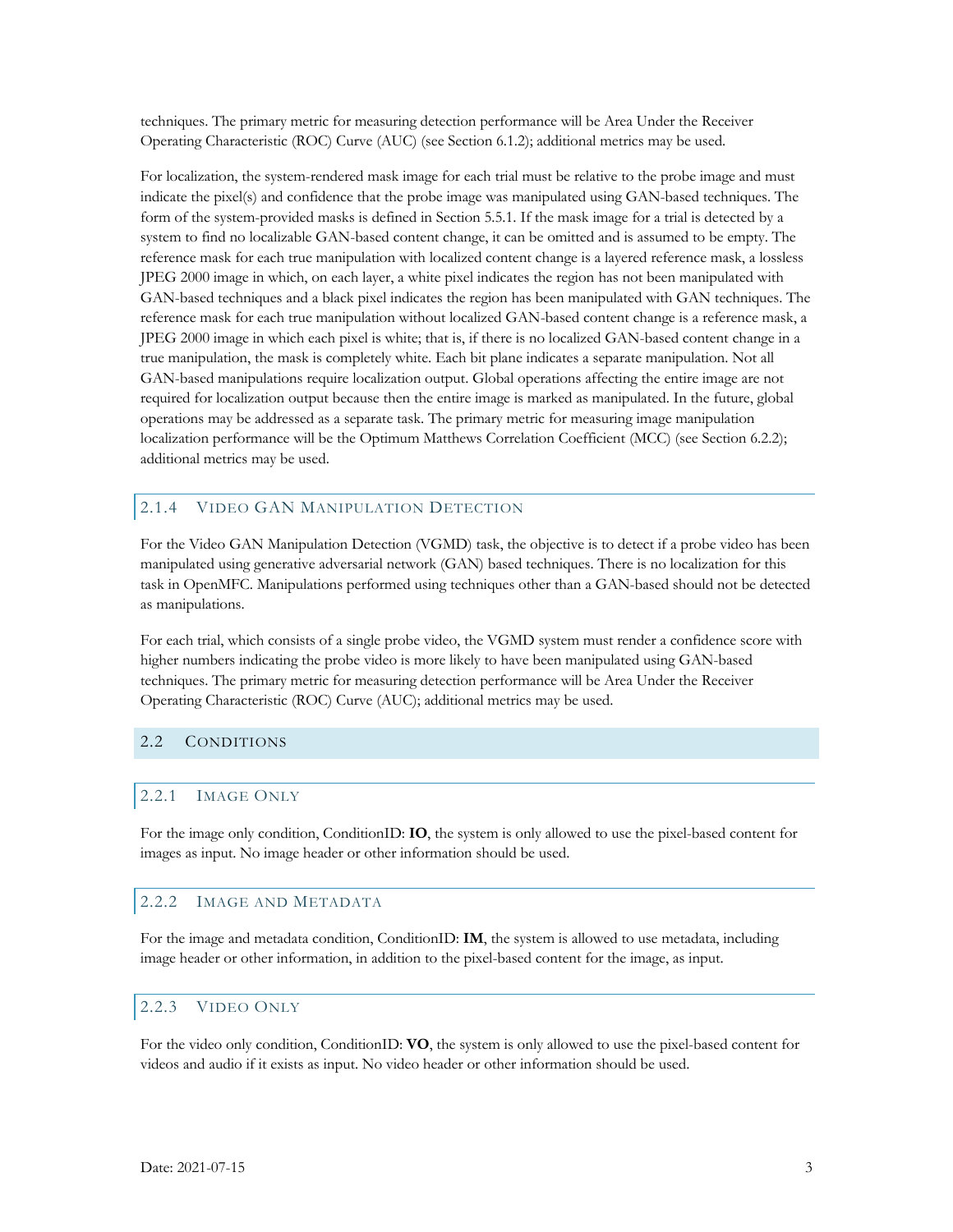techniques. The primary metric for measuring detection performance will be Area Under the Receiver Operating Characteristic (ROC) Curve (AUC) (see Section 6.1.2); additional metrics may be used.

For localization, the system-rendered mask image for each trial must be relative to the probe image and must indicate the pixel(s) and confidence that the probe image was manipulated using GAN-based techniques. The form of the system-provided masks is defined in Section 5.5.1. If the mask image for a trial is detected by a system to find no localizable GAN-based content change, it can be omitted and is assumed to be empty. The reference mask for each true manipulation with localized content change is a layered reference mask, a lossless JPEG 2000 image in which, on each layer, a white pixel indicates the region has not been manipulated with GAN-based techniques and a black pixel indicates the region has been manipulated with GAN techniques. The reference mask for each true manipulation without localized GAN-based content change is a reference mask, a JPEG 2000 image in which each pixel is white; that is, if there is no localized GAN-based content change in a true manipulation, the mask is completely white. Each bit plane indicates a separate manipulation. Not all GAN-based manipulations require localization output. Global operations affecting the entire image are not required for localization output because then the entire image is marked as manipulated. In the future, global operations may be addressed as a separate task. The primary metric for measuring image manipulation localization performance will be the Optimum Matthews Correlation Coefficient (MCC) (see Section 6.2.2); additional metrics may be used.

### 2.1.4 Video GAN Manipulation Detection

For the Video GAN Manipulation Detection (VGMD) task, the objective is to detect if a probe video has been manipulated using generative adversarial network (GAN) based techniques. There is no localization for this task in OpenMFC. Manipulations performed using techniques other than a GAN-based should not be detected as manipulations.

For each trial, which consists of a single probe video, the VGMD system must render a confidence score with higher numbers indicating the probe video is more likely to have been manipulated using GAN-based techniques. The primary metric for measuring detection performance will be Area Under the Receiver Operating Characteristic (ROC) Curve (AUC); additional metrics may be used.

## 2.2 Conditions

### 2.2.1 Image Only

For the image only condition, ConditionID: **IO**, the system is only allowed to use the pixel-based content for images as input. No image header or other information should be used.

### 2.2.2 Image and Metadata

For the image and metadata condition, ConditionID: **IM**, the system is allowed to use metadata, including image header or other information, in addition to the pixel-based content for the image, as input.

### 2.2.3 Video Only

For the video only condition, ConditionID: **VO**, the system is only allowed to use the pixel-based content for videos and audio if it exists as input. No video header or other information should be used.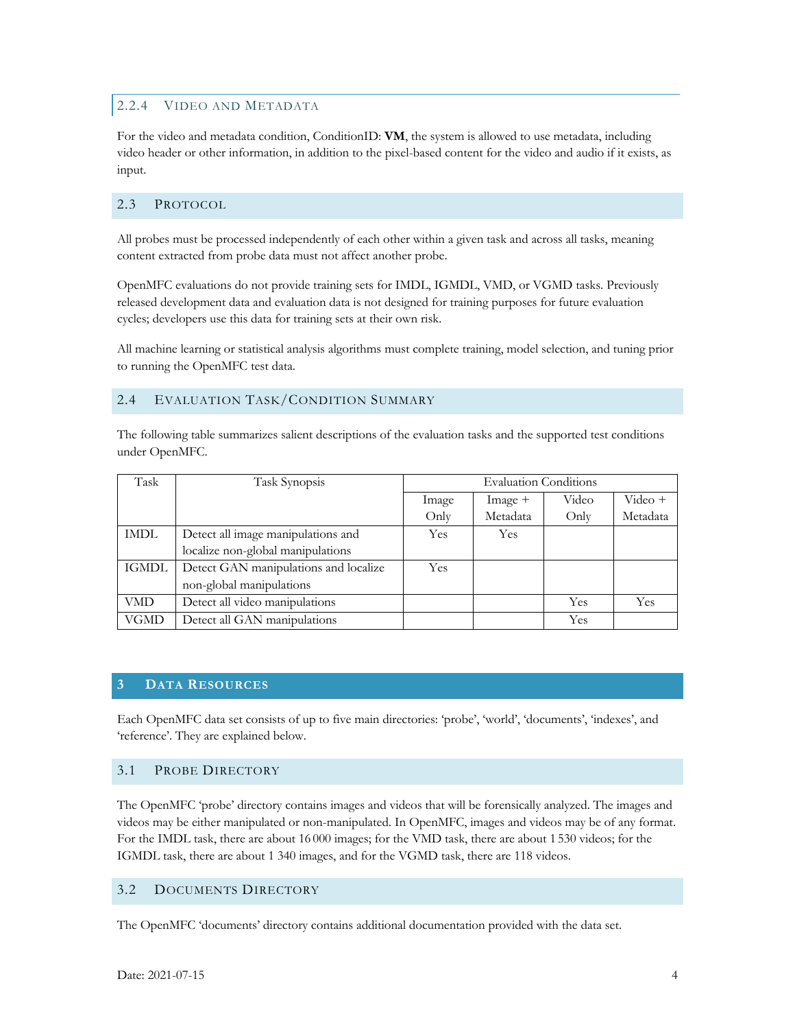### 2.2.4 Video and Metadata

For the video and metadata condition, ConditionID: **VM**, the system is allowed to use metadata, including video header or other information, in addition to the pixel-based content for the video and audio if it exists, as input.

## 2.3 Protocol

All probes must be processed independently of each other within a given task and across all tasks, meaning content extracted from probe data must not affect another probe.

OpenMFC evaluations do not provide training sets for IMDL, IGMDL, VMD, or VGMD tasks. Previously released development data and evaluation data is not designed for training purposes for future evaluation cycles; developers use this data for training sets at their own risk.

All machine learning or statistical analysis algorithms must complete training, model selection, and tuning prior to running the OpenMFC test data.

## 2.4 Evaluation Task/Condition Summary

The following table summarizes salient descriptions of the evaluation tasks and the supported test conditions under OpenMFC.

| Task | Task Synopsis | Evaluation Conditions | | | |
|---|---|---|---|---|---|
| | | Image Only | Image + Metadata | Video Only | Video + Metadata |
| IMDL | Detect all image manipulations and localize non-global manipulations | Yes | Yes | | |
| IGMDL | Detect GAN manipulations and localize non-global manipulations | Yes | | | |
| VMD | Detect all video manipulations | | | Yes | Yes |
| VGMD | Detect all GAN manipulations | | | Yes | |

# 3 Data Resources

Each OpenMFC data set consists of up to five main directories: 'probe', 'world', 'documents', 'indexes', and 'reference'. They are explained below.

## 3.1 Probe Directory

The OpenMFC 'probe' directory contains images and videos that will be forensically analyzed. The images and videos may be either manipulated or non-manipulated. In OpenMFC, images and videos may be of any format. For the IMDL task, there are about 16 000 images; for the VMD task, there are about 1 530 videos; for the IGMDL task, there are about 1 340 images, and for the VGMD task, there are 118 videos.

## 3.2 Documents Directory

The OpenMFC 'documents' directory contains additional documentation provided with the data set.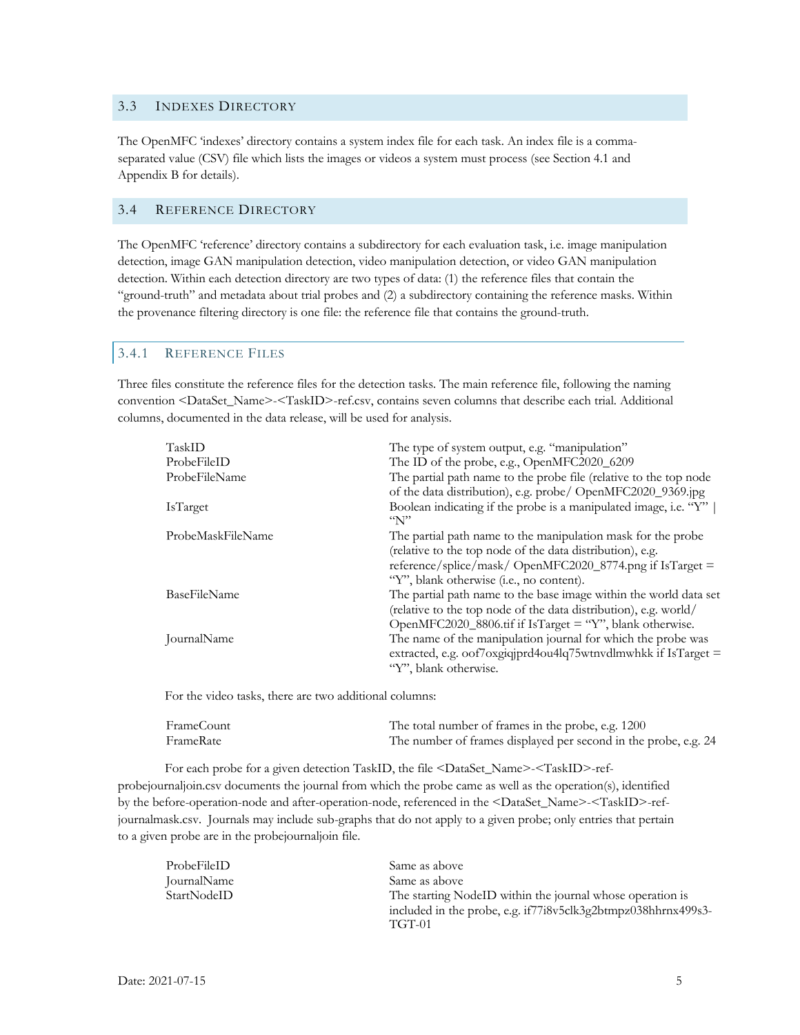## 3.3 Indexes Directory

The OpenMFC 'indexes' directory contains a system index file for each task. An index file is a comma-separated value (CSV) file which lists the images or videos a system must process (see Section 4.1 and Appendix B for details).

## 3.4 Reference Directory

The OpenMFC 'reference' directory contains a subdirectory for each evaluation task, i.e. image manipulation detection, image GAN manipulation detection, video manipulation detection, or video GAN manipulation detection. Within each detection directory are two types of data: (1) the reference files that contain the "ground-truth" and metadata about trial probes and (2) a subdirectory containing the reference masks. Within the provenance filtering directory is one file: the reference file that contains the ground-truth.

### 3.4.1 Reference Files

Three files constitute the reference files for the detection tasks. The main reference file, following the naming convention <DataSet_Name>-<TaskID>-ref.csv, contains seven columns that describe each trial. Additional columns, documented in the data release, will be used for analysis.

| | |
|---|---|
| TaskID | The type of system output, e.g. "manipulation" |
| ProbeFileID | The ID of the probe, e.g., OpenMFC2020_6209 |
| ProbeFileName | The partial path name to the probe file (relative to the top node of the data distribution), e.g. probe/ OpenMFC2020_9369.jpg |
| IsTarget | Boolean indicating if the probe is a manipulated image, i.e. "Y" \| "N" |
| ProbeMaskFileName | The partial path name to the manipulation mask for the probe (relative to the top node of the data distribution), e.g. reference/splice/mask/ OpenMFC2020_8774.png if IsTarget = "Y", blank otherwise (i.e., no content). |
| BaseFileName | The partial path name to the base image within the world data set (relative to the top node of the data distribution), e.g. world/ OpenMFC2020_8806.tif if IsTarget = "Y", blank otherwise. |
| JournalName | The name of the manipulation journal for which the probe was extracted, e.g. oof7oxgiqjprd4ou4lq75wtnvdlmwhkk if IsTarget = "Y", blank otherwise. |

For the video tasks, there are two additional columns:

| | |
|---|---|
| FrameCount | The total number of frames in the probe, e.g. 1200 |
| FrameRate | The number of frames displayed per second in the probe, e.g. 24 |

For each probe for a given detection TaskID, the file <DataSet_Name>-<TaskID>-ref-probejournaljoin.csv documents the journal from which the probe came as well as the operation(s), identified by the before-operation-node and after-operation-node, referenced in the <DataSet_Name>-<TaskID>-ref-journalmask.csv. Journals may include sub-graphs that do not apply to a given probe; only entries that pertain to a given probe are in the probejournaljoin file.

| | |
|---|---|
| ProbeFileID | Same as above |
| JournalName | Same as above |
| StartNodeID | The starting NodeID within the journal whose operation is included in the probe, e.g. if77i8v5clk3g2btmpz038hhrnx499s3-TGT-01 |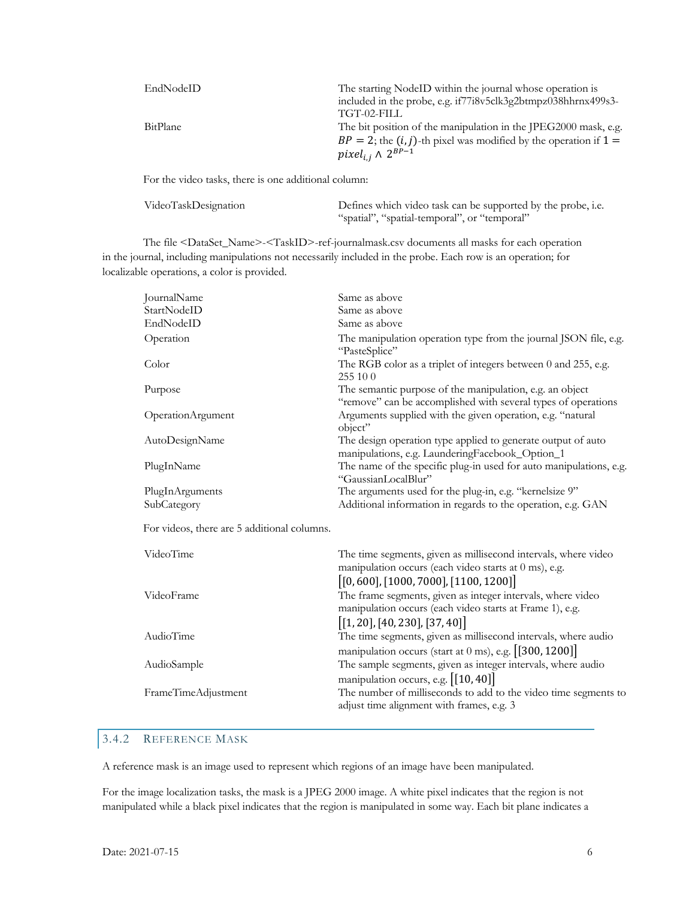| | |
|---|---|
| EndNodeID | The starting NodeID within the journal whose operation is included in the probe, e.g. if77i8v5clk3g2btmpz038hhrnx499s3-TGT-02-FILL |
| BitPlane | The bit position of the manipulation in the JPEG2000 mask, e.g. $BP = 2$; the $(i, j)$-th pixel was modified by the operation if $1 = pixel_{i,j} \wedge 2^{BP-1}$ |

For the video tasks, there is one additional column:

| | |
|---|---|
| VideoTaskDesignation | Defines which video task can be supported by the probe, i.e. "spatial", "spatial-temporal", or "temporal" |

The file <DataSet_Name>-<TaskID>-ref-journalmask.csv documents all masks for each operation in the journal, including manipulations not necessarily included in the probe. Each row is an operation; for localizable operations, a color is provided.

| | |
|---|---|
| JournalName | Same as above |
| StartNodeID | Same as above |
| EndNodeID | Same as above |
| Operation | The manipulation operation type from the journal JSON file, e.g. "PasteSplice" |
| Color | The RGB color as a triplet of integers between 0 and 255, e.g. 255 10 0 |
| Purpose | The semantic purpose of the manipulation, e.g. an object "remove" can be accomplished with several types of operations |
| OperationArgument | Arguments supplied with the given operation, e.g. "natural object" |
| AutoDesignName | The design operation type applied to generate output of auto manipulations, e.g. LaunderingFacebook_Option_1 |
| PlugInName | The name of the specific plug-in used for auto manipulations, e.g. "GaussianLocalBlur" |
| PlugInArguments | The arguments used for the plug-in, e.g. "kernelsize 9" |
| SubCategory | Additional information in regards to the operation, e.g. GAN |

For videos, there are 5 additional columns.

| | |
|---|---|
| VideoTime | The time segments, given as millisecond intervals, where video manipulation occurs (each video starts at 0 ms), e.g. $[[0, 600], [1000, 7000], [1100, 1200]]$ |
| VideoFrame | The frame segments, given as integer intervals, where video manipulation occurs (each video starts at Frame 1), e.g. $[[1, 20], [40, 230], [37, 40]]$ |
| AudioTime | The time segments, given as millisecond intervals, where audio manipulation occurs (start at 0 ms), e.g. $[[300, 1200]]$ |
| AudioSample | The sample segments, given as integer intervals, where audio manipulation occurs, e.g. $[[10, 40]]$ |
| FrameTimeAdjustment | The number of milliseconds to add to the video time segments to adjust time alignment with frames, e.g. 3 |

### 3.4.2 Reference Mask

A reference mask is an image used to represent which regions of an image have been manipulated.

For the image localization tasks, the mask is a JPEG 2000 image. A white pixel indicates that the region is not manipulated while a black pixel indicates that the region is manipulated in some way. Each bit plane indicates a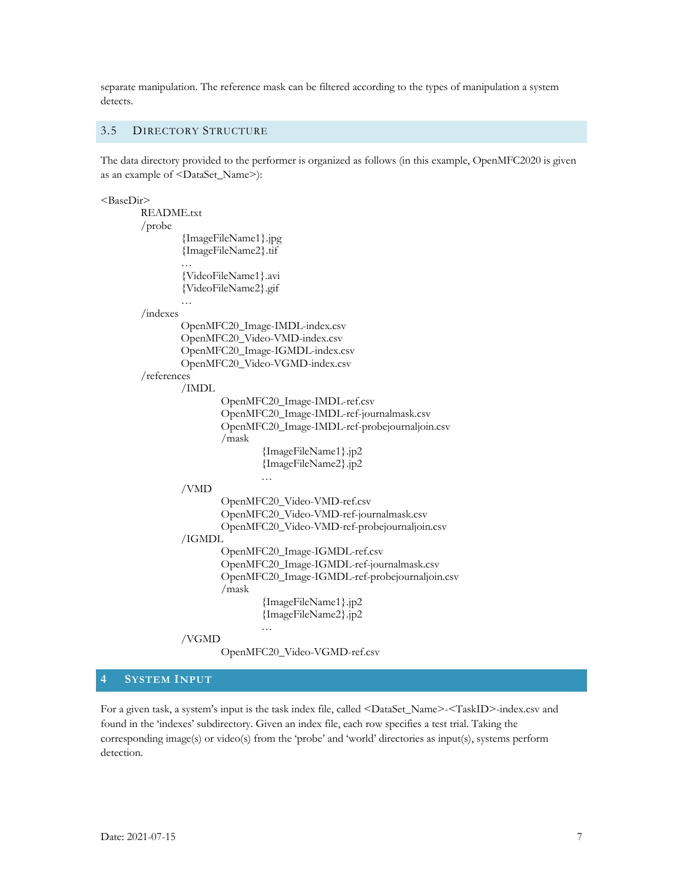separate manipulation. The reference mask can be filtered according to the types of manipulation a system detects.

## 3.5 Directory Structure

The data directory provided to the performer is organized as follows (in this example, OpenMFC2020 is given as an example of <DataSet_Name>):

```
<BaseDir>
    README.txt
    /probe
        {ImageFileName1}.jpg
        {ImageFileName2}.tif
        …
        {VideoFileName1}.avi
        {VideoFileName2}.gif
        …
    /indexes
        OpenMFC20_Image-IMDL-index.csv
        OpenMFC20_Video-VMD-index.csv
        OpenMFC20_Image-IGMDL-index.csv
        OpenMFC20_Video-VGMD-index.csv
    /references
        /IMDL
            OpenMFC20_Image-IMDL-ref.csv
            OpenMFC20_Image-IMDL-ref-journalmask.csv
            OpenMFC20_Image-IMDL-ref-probejournaljoin.csv
            /mask
                {ImageFileName1}.jp2
                {ImageFileName2}.jp2
                …
        /VMD
            OpenMFC20_Video-VMD-ref.csv
            OpenMFC20_Video-VMD-ref-journalmask.csv
            OpenMFC20_Video-VMD-ref-probejournaljoin.csv
        /IGMDL
            OpenMFC20_Image-IGMDL-ref.csv
            OpenMFC20_Image-IGMDL-ref-journalmask.csv
            OpenMFC20_Image-IGMDL-ref-probejournaljoin.csv
            /mask
                {ImageFileName1}.jp2
                {ImageFileName2}.jp2
                …
        /VGMD
            OpenMFC20_Video-VGMD-ref.csv
```

# 4 System Input

For a given task, a system's input is the task index file, called <DataSet_Name>-<TaskID>-index.csv and found in the 'indexes' subdirectory. Given an index file, each row specifies a test trial. Taking the corresponding image(s) or video(s) from the 'probe' and 'world' directories as input(s), systems perform detection.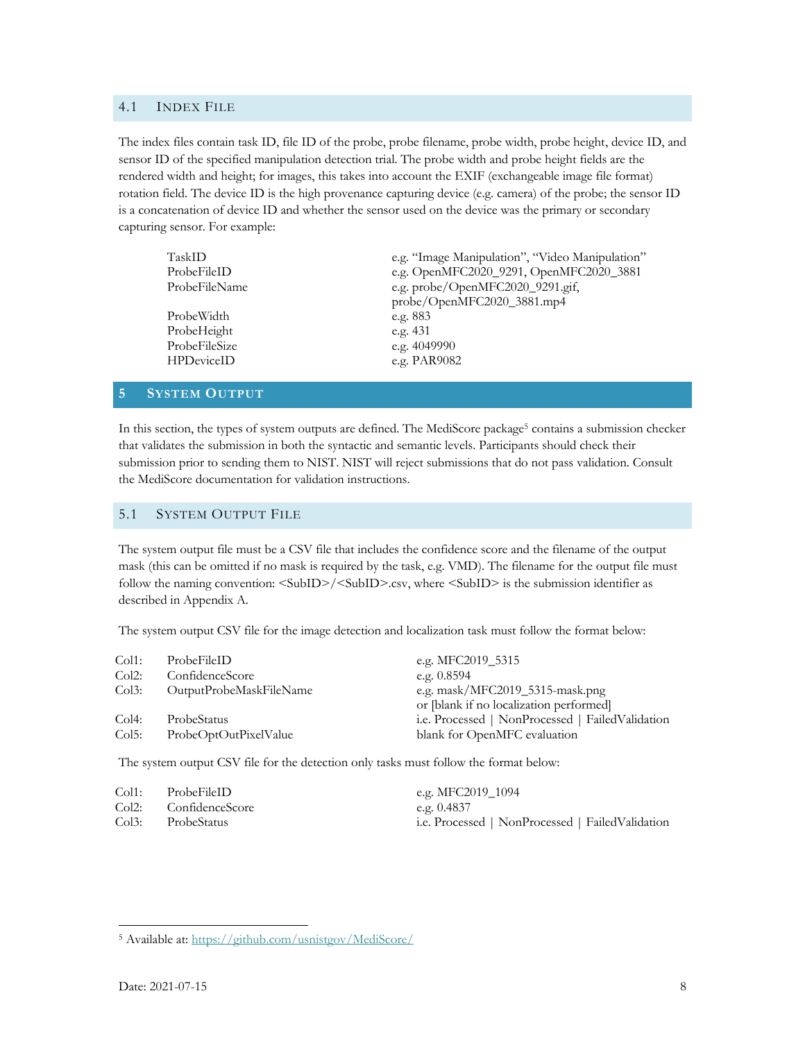## 4.1 Index File

The index files contain task ID, file ID of the probe, probe filename, probe width, probe height, device ID, and sensor ID of the specified manipulation detection trial. The probe width and probe height fields are the rendered width and height; for images, this takes into account the EXIF (exchangeable image file format) rotation field. The device ID is the high provenance capturing device (e.g. camera) of the probe; the sensor ID is a concatenation of device ID and whether the sensor used on the device was the primary or secondary capturing sensor. For example:

| | |
|---|---|
| TaskID | e.g. "Image Manipulation", "Video Manipulation" |
| ProbeFileID | e.g. OpenMFC2020_9291, OpenMFC2020_3881 |
| ProbeFileName | e.g. probe/OpenMFC2020_9291.gif, probe/OpenMFC2020_3881.mp4 |
| ProbeWidth | e.g. 883 |
| ProbeHeight | e.g. 431 |
| ProbeFileSize | e.g. 4049990 |
| HPDeviceID | e.g. PAR9082 |

# 5 System Output

In this section, the types of system outputs are defined. The MediScore package[5] contains a submission checker that validates the submission in both the syntactic and semantic levels. Participants should check their submission prior to sending them to NIST. NIST will reject submissions that do not pass validation. Consult the MediScore documentation for validation instructions.

## 5.1 System Output File

The system output file must be a CSV file that includes the confidence score and the filename of the output mask (this can be omitted if no mask is required by the task, e.g. VMD). The filename for the output file must follow the naming convention: <SubID>/<SubID>.csv, where <SubID> is the submission identifier as described in Appendix A.

The system output CSV file for the image detection and localization task must follow the format below:

| | | |
|---|---|---|
| Col1: | ProbeFileID | e.g. MFC2019_5315 |
| Col2: | ConfidenceScore | e.g. 0.8594 |
| Col3: | OutputProbeMaskFileName | e.g. mask/MFC2019_5315-mask.png or [blank if no localization performed] |
| Col4: | ProbeStatus | i.e. Processed \| NonProcessed \| FailedValidation |
| Col5: | ProbeOptOutPixelValue | blank for OpenMFC evaluation |

The system output CSV file for the detection only tasks must follow the format below:

| | | |
|---|---|---|
| Col1: | ProbeFileID | e.g. MFC2019_1094 |
| Col2: | ConfidenceScore | e.g. 0.4837 |
| Col3: | ProbeStatus | i.e. Processed \| NonProcessed \| FailedValidation |

[5] Available at: https://github.com/usnistgov/MediScore/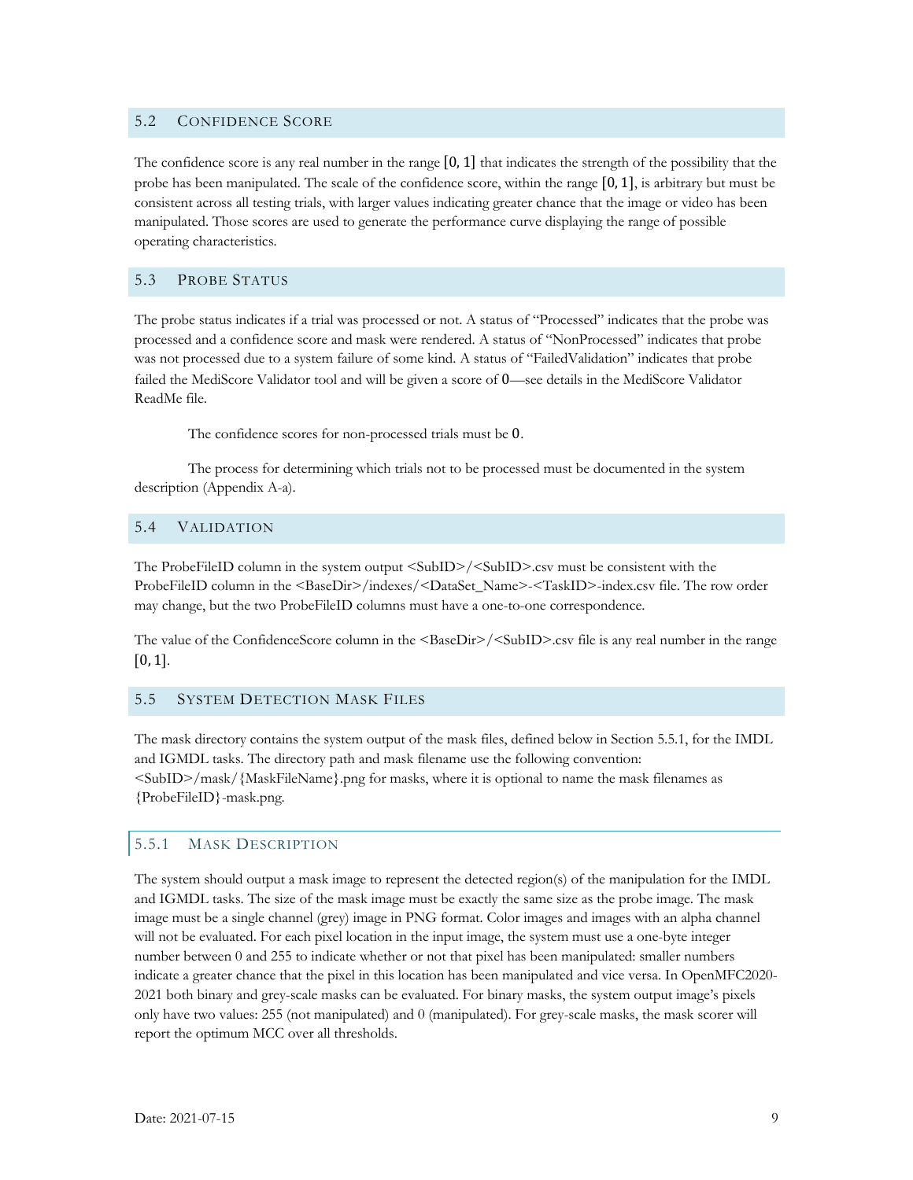## 5.2 Confidence Score

The confidence score is any real number in the range $[0, 1]$ that indicates the strength of the possibility that the probe has been manipulated. The scale of the confidence score, within the range $[0, 1]$, is arbitrary but must be consistent across all testing trials, with larger values indicating greater chance that the image or video has been manipulated. Those scores are used to generate the performance curve displaying the range of possible operating characteristics.

## 5.3 Probe Status

The probe status indicates if a trial was processed or not. A status of "Processed" indicates that the probe was processed and a confidence score and mask were rendered. A status of "NonProcessed" indicates that probe was not processed due to a system failure of some kind. A status of "FailedValidation" indicates that probe failed the MediScore Validator tool and will be given a score of $0$—see details in the MediScore Validator ReadMe file.

The confidence scores for non-processed trials must be $0$.

The process for determining which trials not to be processed must be documented in the system description (Appendix A-a).

## 5.4 Validation

The ProbeFileID column in the system output <SubID>/<SubID>.csv must be consistent with the ProbeFileID column in the <BaseDir>/indexes/<DataSet_Name>-<TaskID>-index.csv file. The row order may change, but the two ProbeFileID columns must have a one-to-one correspondence.

The value of the ConfidenceScore column in the <BaseDir>/<SubID>.csv file is any real number in the range $[0, 1]$.

## 5.5 System Detection Mask Files

The mask directory contains the system output of the mask files, defined below in Section 5.5.1, for the IMDL and IGMDL tasks. The directory path and mask filename use the following convention: <SubID>/mask/{MaskFileName}.png for masks, where it is optional to name the mask filenames as {ProbeFileID}-mask.png.

### 5.5.1 Mask Description

The system should output a mask image to represent the detected region(s) of the manipulation for the IMDL and IGMDL tasks. The size of the mask image must be exactly the same size as the probe image. The mask image must be a single channel (grey) image in PNG format. Color images and images with an alpha channel will not be evaluated. For each pixel location in the input image, the system must use a one-byte integer number between 0 and 255 to indicate whether or not that pixel has been manipulated: smaller numbers indicate a greater chance that the pixel in this location has been manipulated and vice versa. In OpenMFC2020-2021 both binary and grey-scale masks can be evaluated. For binary masks, the system output image's pixels only have two values: 255 (not manipulated) and 0 (manipulated). For grey-scale masks, the mask scorer will report the optimum MCC over all thresholds.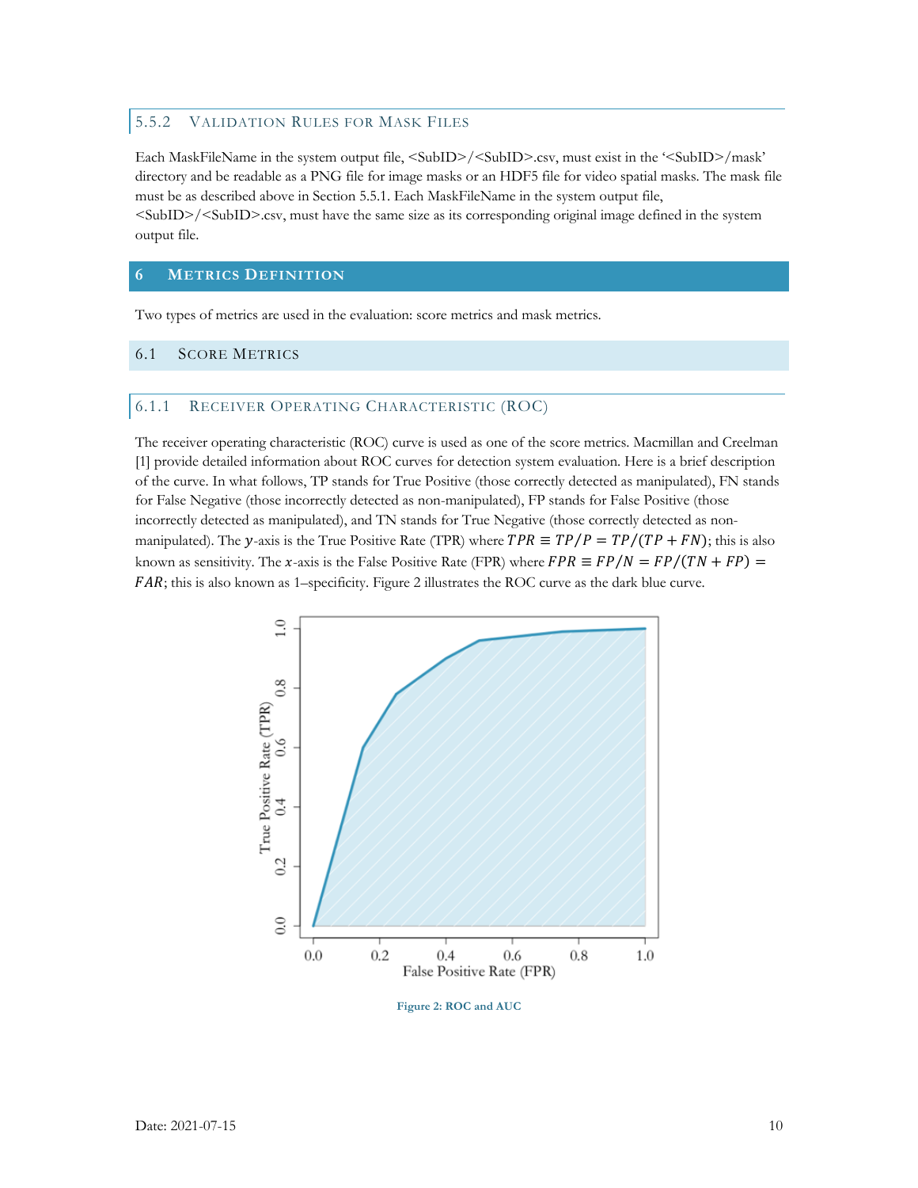### 5.5.2 Validation Rules for Mask Files

Each MaskFileName in the system output file, <SubID>/<SubID>.csv, must exist in the '<SubID>/mask' directory and be readable as a PNG file for image masks or an HDF5 file for video spatial masks. The mask file must be as described above in Section 5.5.1. Each MaskFileName in the system output file, <SubID>/<SubID>.csv, must have the same size as its corresponding original image defined in the system output file.

# 6 Metrics Definition

Two types of metrics are used in the evaluation: score metrics and mask metrics.

## 6.1 Score Metrics

### 6.1.1 Receiver Operating Characteristic (ROC)

The receiver operating characteristic (ROC) curve is used as one of the score metrics. Macmillan and Creelman [1] provide detailed information about ROC curves for detection system evaluation. Here is a brief description of the curve. In what follows, TP stands for True Positive (those correctly detected as manipulated), FN stands for False Negative (those incorrectly detected as non-manipulated), FP stands for False Positive (those incorrectly detected as manipulated), and TN stands for True Negative (those correctly detected as non-manipulated). The $y$-axis is the True Positive Rate (TPR) where $TPR \equiv TP/P = TP/(TP + FN)$; this is also known as sensitivity. The $x$-axis is the False Positive Rate (FPR) where $FPR \equiv FP/N = FP/(TN + FP) = FAR$; this is also known as 1–specificity. Figure 2 illustrates the ROC curve as the dark blue curve.

Figure 2: ROC and AUC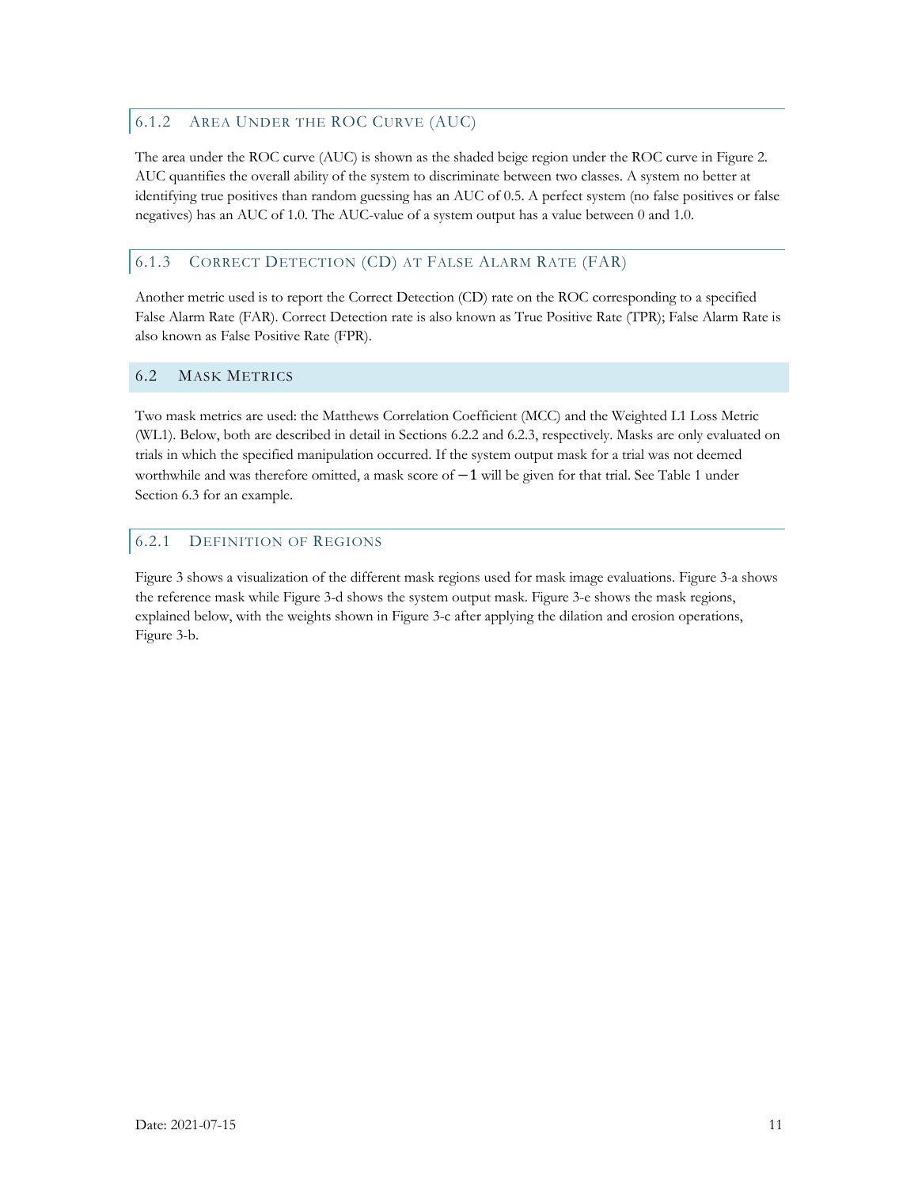### 6.1.2 Area Under the ROC Curve (AUC)

The area under the ROC curve (AUC) is shown as the shaded beige region under the ROC curve in Figure 2. AUC quantifies the overall ability of the system to discriminate between two classes. A system no better at identifying true positives than random guessing has an AUC of 0.5. A perfect system (no false positives or false negatives) has an AUC of 1.0. The AUC-value of a system output has a value between 0 and 1.0.

### 6.1.3 Correct Detection (CD) at False Alarm Rate (FAR)

Another metric used is to report the Correct Detection (CD) rate on the ROC corresponding to a specified False Alarm Rate (FAR). Correct Detection rate is also known as True Positive Rate (TPR); False Alarm Rate is also known as False Positive Rate (FPR).

## 6.2 Mask Metrics

Two mask metrics are used: the Matthews Correlation Coefficient (MCC) and the Weighted L1 Loss Metric (WL1). Below, both are described in detail in Sections 6.2.2 and 6.2.3, respectively. Masks are only evaluated on trials in which the specified manipulation occurred. If the system output mask for a trial was not deemed worthwhile and was therefore omitted, a mask score of $-1$ will be given for that trial. See Table 1 under Section 6.3 for an example.

### 6.2.1 Definition of Regions

Figure 3 shows a visualization of the different mask regions used for mask image evaluations. Figure 3-a shows the reference mask while Figure 3-d shows the system output mask. Figure 3-e shows the mask regions, explained below, with the weights shown in Figure 3-c after applying the dilation and erosion operations, Figure 3-b.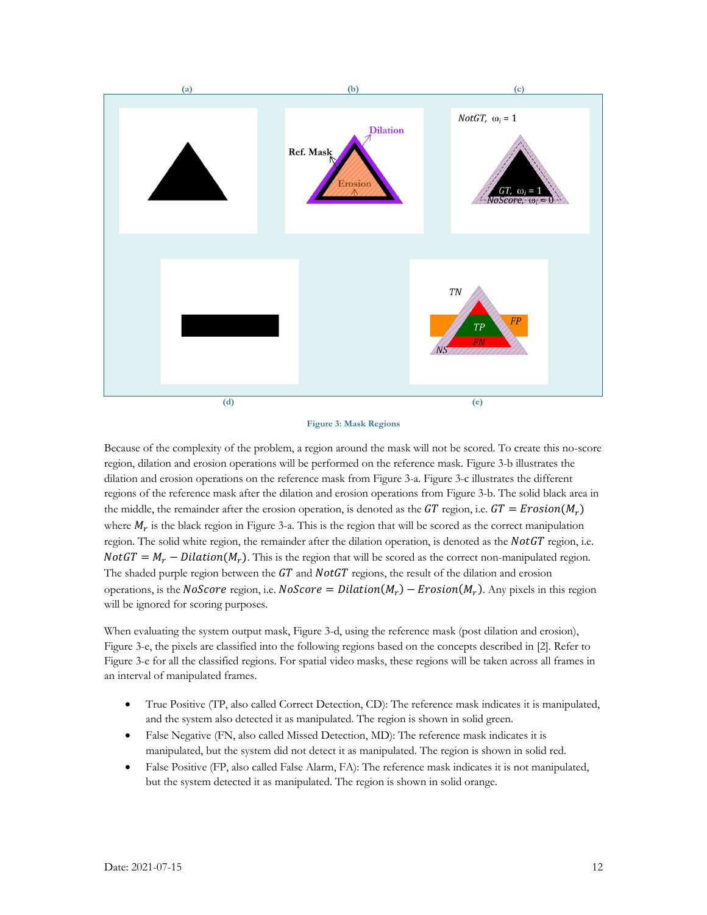**Figure 3: Mask Regions**

Because of the complexity of the problem, a region around the mask will not be scored. To create this no-score region, dilation and erosion operations will be performed on the reference mask. Figure 3-b illustrates the dilation and erosion operations on the reference mask from Figure 3-a. Figure 3-c illustrates the different regions of the reference mask after the dilation and erosion operations from Figure 3-b. The solid black area in the middle, the remainder after the erosion operation, is denoted as the $GT$ region, i.e. $GT = Erosion(M_r)$ where $M_r$ is the black region in Figure 3-a. This is the region that will be scored as the correct manipulation region. The solid white region, the remainder after the dilation operation, is denoted as the $NotGT$ region, i.e. $NotGT = M_r - Dilation(M_r)$. This is the region that will be scored as the correct non-manipulated region. The shaded purple region between the $GT$ and $NotGT$ regions, the result of the dilation and erosion operations, is the $NoScore$ region, i.e. $NoScore = Dilation(M_r) - Erosion(M_r)$. Any pixels in this region will be ignored for scoring purposes.

When evaluating the system output mask, Figure 3-d, using the reference mask (post dilation and erosion), Figure 3-e, the pixels are classified into the following regions based on the concepts described in [2]. Refer to Figure 3-e for all the classified regions. For spatial video masks, these regions will be taken across all frames in an interval of manipulated frames.

- True Positive (TP, also called Correct Detection, CD): The reference mask indicates it is manipulated, and the system also detected it as manipulated. The region is shown in solid green.
- False Negative (FN, also called Missed Detection, MD): The reference mask indicates it is manipulated, but the system did not detect it as manipulated. The region is shown in solid red.
- False Positive (FP, also called False Alarm, FA): The reference mask indicates it is not manipulated, but the system detected it as manipulated. The region is shown in solid orange.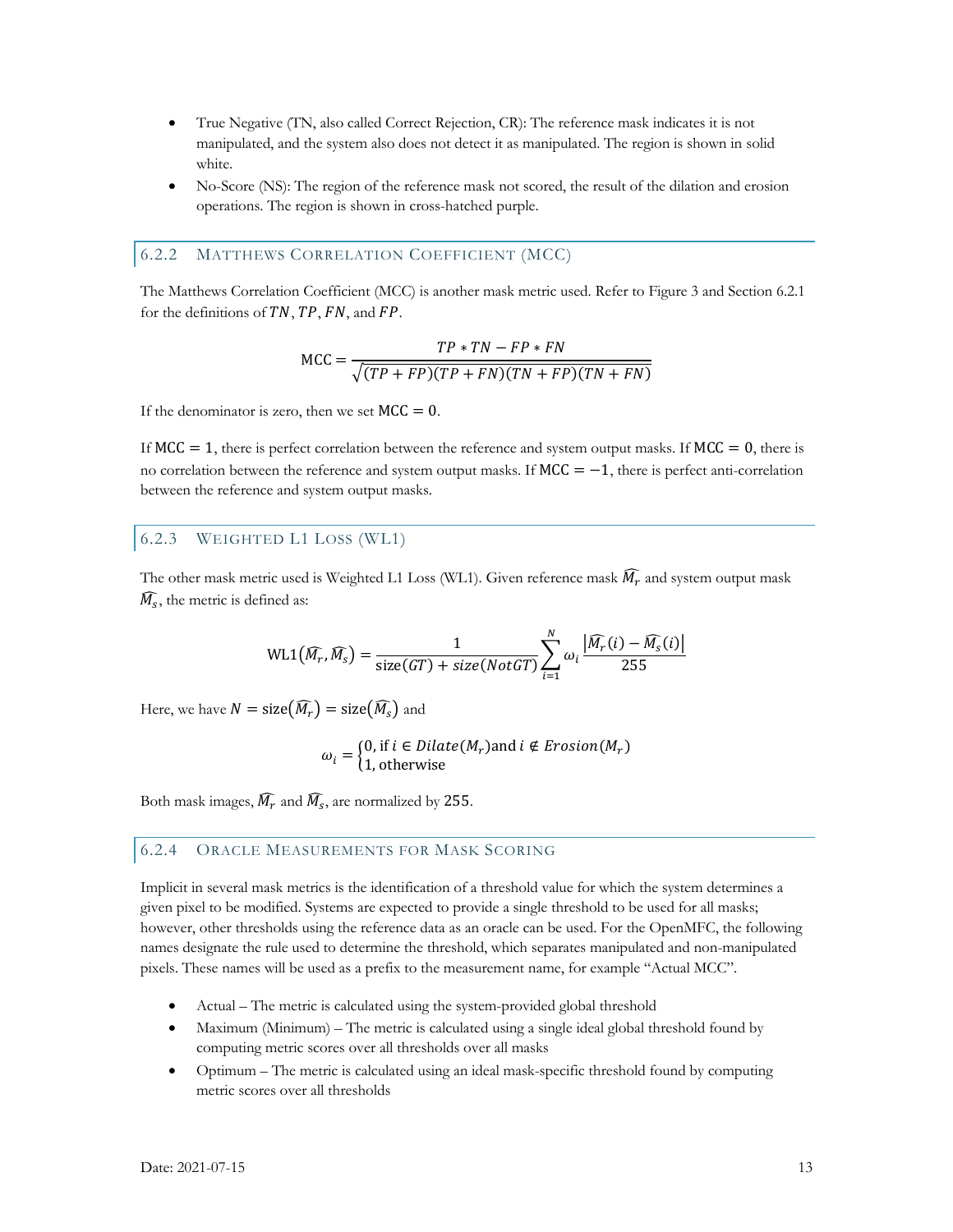- True Negative (TN, also called Correct Rejection, CR): The reference mask indicates it is not manipulated, and the system also does not detect it as manipulated. The region is shown in solid white.
- No-Score (NS): The region of the reference mask not scored, the result of the dilation and erosion operations. The region is shown in cross-hatched purple.

### 6.2.2 Matthews Correlation Coefficient (MCC)

The Matthews Correlation Coefficient (MCC) is another mask metric used. Refer to Figure 3 and Section 6.2.1 for the definitions of $TN$, $TP$, $FN$, and $FP$.

$$\text{MCC} = \frac{TP * TN - FP * FN}{\sqrt{(TP + FP)(TP + FN)(TN + FP)(TN + FN)}}$$

If the denominator is zero, then we set $\text{MCC} = 0$.

If $\text{MCC} = 1$, there is perfect correlation between the reference and system output masks. If $\text{MCC} = 0$, there is no correlation between the reference and system output masks. If $\text{MCC} = -1$, there is perfect anti-correlation between the reference and system output masks.

### 6.2.3 Weighted L1 Loss (WL1)

The other mask metric used is Weighted L1 Loss (WL1). Given reference mask $\widehat{M_r}$ and system output mask $\widehat{M_s}$, the metric is defined as:

$$\text{WL1}(\widehat{M_r}, \widehat{M_s}) = \frac{1}{\text{size}(GT) + size(NotGT)} \sum_{i=1}^{N} \omega_i \frac{\left|\widehat{M_r}(i) - \widehat{M_s}(i)\right|}{255}$$

Here, we have $N = \text{size}(\widehat{M_r}) = \text{size}(\widehat{M_s})$ and

$$\omega_i = \begin{cases} 0, \text{if } i \in Dilate(M_r) \text{and } i \notin Erosion(M_r) \\ 1, \text{otherwise} \end{cases}$$

Both mask images, $\widehat{M_r}$ and $\widehat{M_s}$, are normalized by $255$.

### 6.2.4 Oracle Measurements for Mask Scoring

Implicit in several mask metrics is the identification of a threshold value for which the system determines a given pixel to be modified. Systems are expected to provide a single threshold to be used for all masks; however, other thresholds using the reference data as an oracle can be used. For the OpenMFC, the following names designate the rule used to determine the threshold, which separates manipulated and non-manipulated pixels. These names will be used as a prefix to the measurement name, for example "Actual MCC".

- Actual – The metric is calculated using the system-provided global threshold
- Maximum (Minimum) – The metric is calculated using a single ideal global threshold found by computing metric scores over all thresholds over all masks
- Optimum – The metric is calculated using an ideal mask-specific threshold found by computing metric scores over all thresholds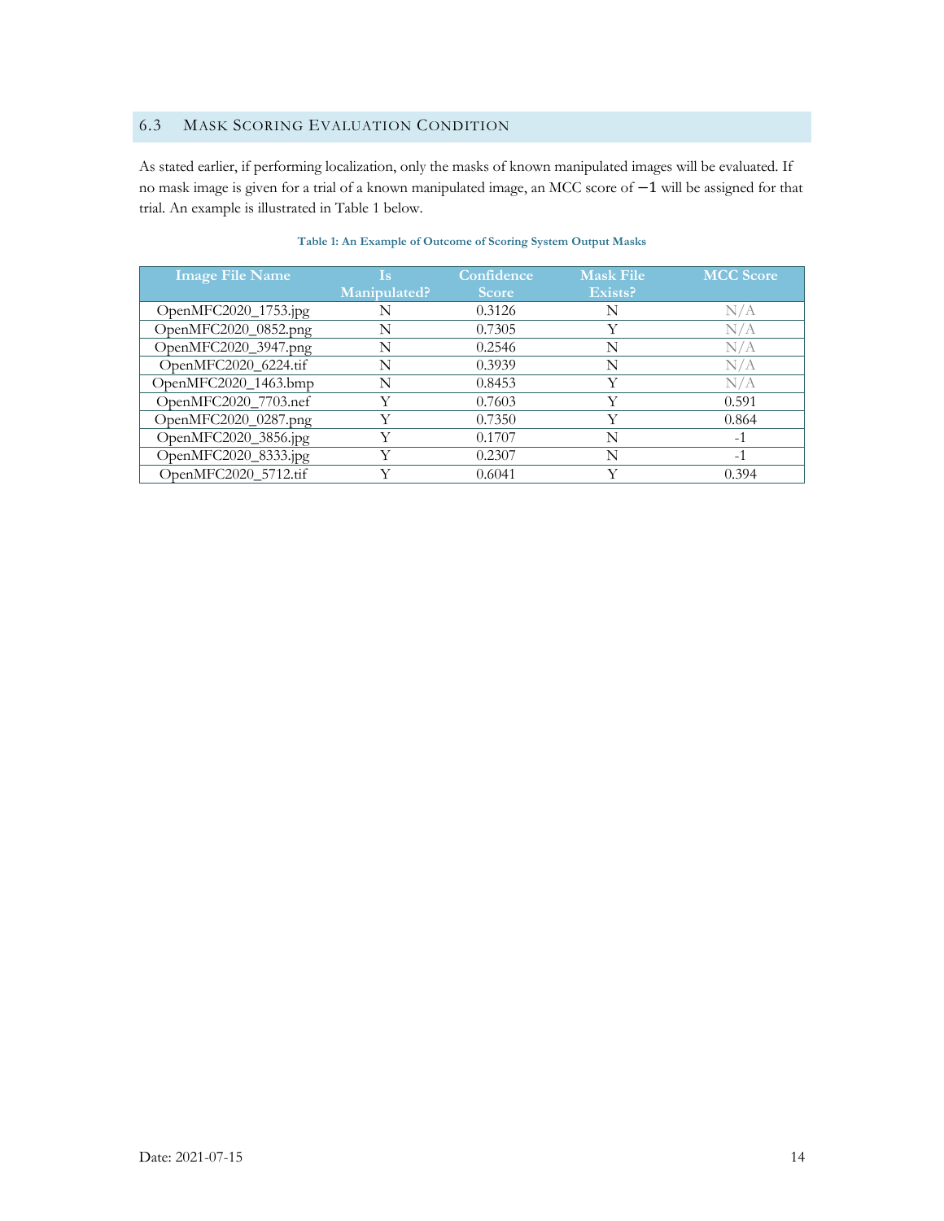### 6.3 Mask Scoring Evaluation Condition

As stated earlier, if performing localization, only the masks of known manipulated images will be evaluated. If no mask image is given for a trial of a known manipulated image, an MCC score of $-1$ will be assigned for that trial. An example is illustrated in Table 1 below.

**Table 1: An Example of Outcome of Scoring System Output Masks**

| Image File Name | Is Manipulated? | Confidence Score | Mask File Exists? | MCC Score |
|---|---|---|---|---|
| OpenMFC2020_1753.jpg | N | 0.3126 | N | N/A |
| OpenMFC2020_0852.png | N | 0.7305 | Y | N/A |
| OpenMFC2020_3947.png | N | 0.2546 | N | N/A |
| OpenMFC2020_6224.tif | N | 0.3939 | N | N/A |
| OpenMFC2020_1463.bmp | N | 0.8453 | Y | N/A |
| OpenMFC2020_7703.nef | Y | 0.7603 | Y | 0.591 |
| OpenMFC2020_0287.png | Y | 0.7350 | Y | 0.864 |
| OpenMFC2020_3856.jpg | Y | 0.1707 | N | -1 |
| OpenMFC2020_8333.jpg | Y | 0.2307 | N | -1 |
| OpenMFC2020_5712.tif | Y | 0.6041 | Y | 0.394 |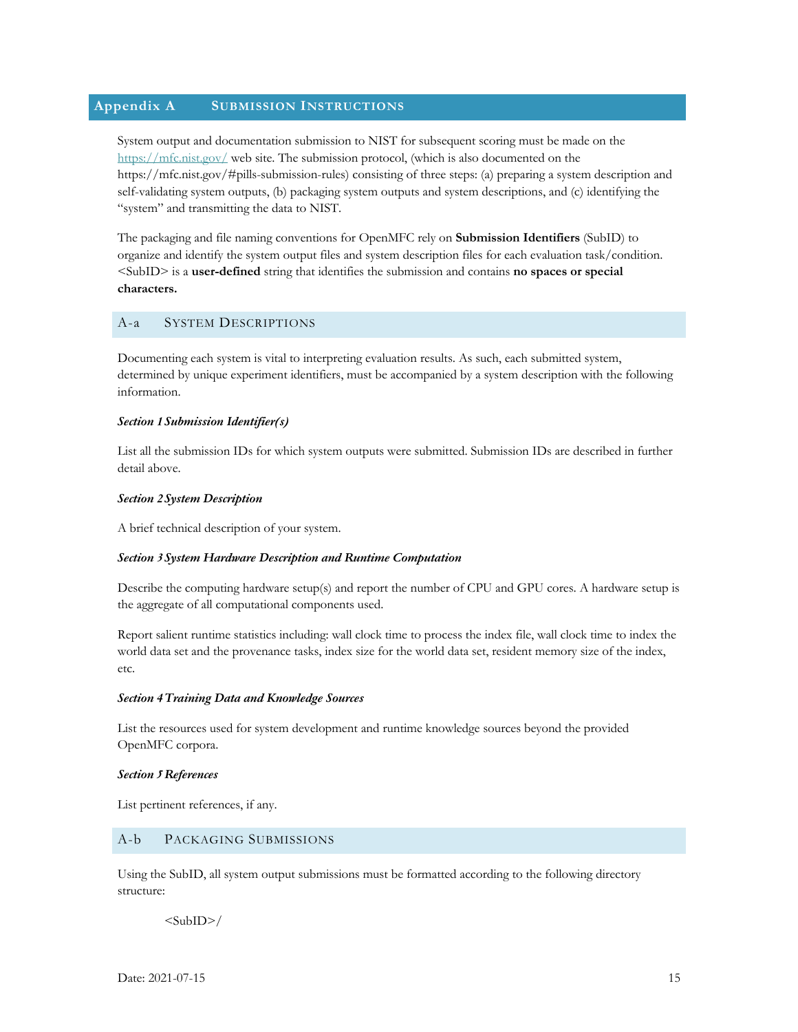# Appendix A Submission Instructions

System output and documentation submission to NIST for subsequent scoring must be made on the https://mfc.nist.gov/ web site. The submission protocol, (which is also documented on the https://mfc.nist.gov/#pills-submission-rules) consisting of three steps: (a) preparing a system description and self-validating system outputs, (b) packaging system outputs and system descriptions, and (c) identifying the "system" and transmitting the data to NIST.

The packaging and file naming conventions for OpenMFC rely on **Submission Identifiers** (SubID) to organize and identify the system output files and system description files for each evaluation task/condition. <SubID> is a **user-defined** string that identifies the submission and contains **no spaces or special characters.**

## A-a System Descriptions

Documenting each system is vital to interpreting evaluation results. As such, each submitted system, determined by unique experiment identifiers, must be accompanied by a system description with the following information.

***Section 1 Submission Identifier(s)***

List all the submission IDs for which system outputs were submitted. Submission IDs are described in further detail above.

***Section 2 System Description***

A brief technical description of your system.

***Section 3 System Hardware Description and Runtime Computation***

Describe the computing hardware setup(s) and report the number of CPU and GPU cores. A hardware setup is the aggregate of all computational components used.

Report salient runtime statistics including: wall clock time to process the index file, wall clock time to index the world data set and the provenance tasks, index size for the world data set, resident memory size of the index, etc.

***Section 4 Training Data and Knowledge Sources***

List the resources used for system development and runtime knowledge sources beyond the provided OpenMFC corpora.

***Section 5 References***

List pertinent references, if any.

## A-b Packaging Submissions

Using the SubID, all system output submissions must be formatted according to the following directory structure:

```
<SubID>/
```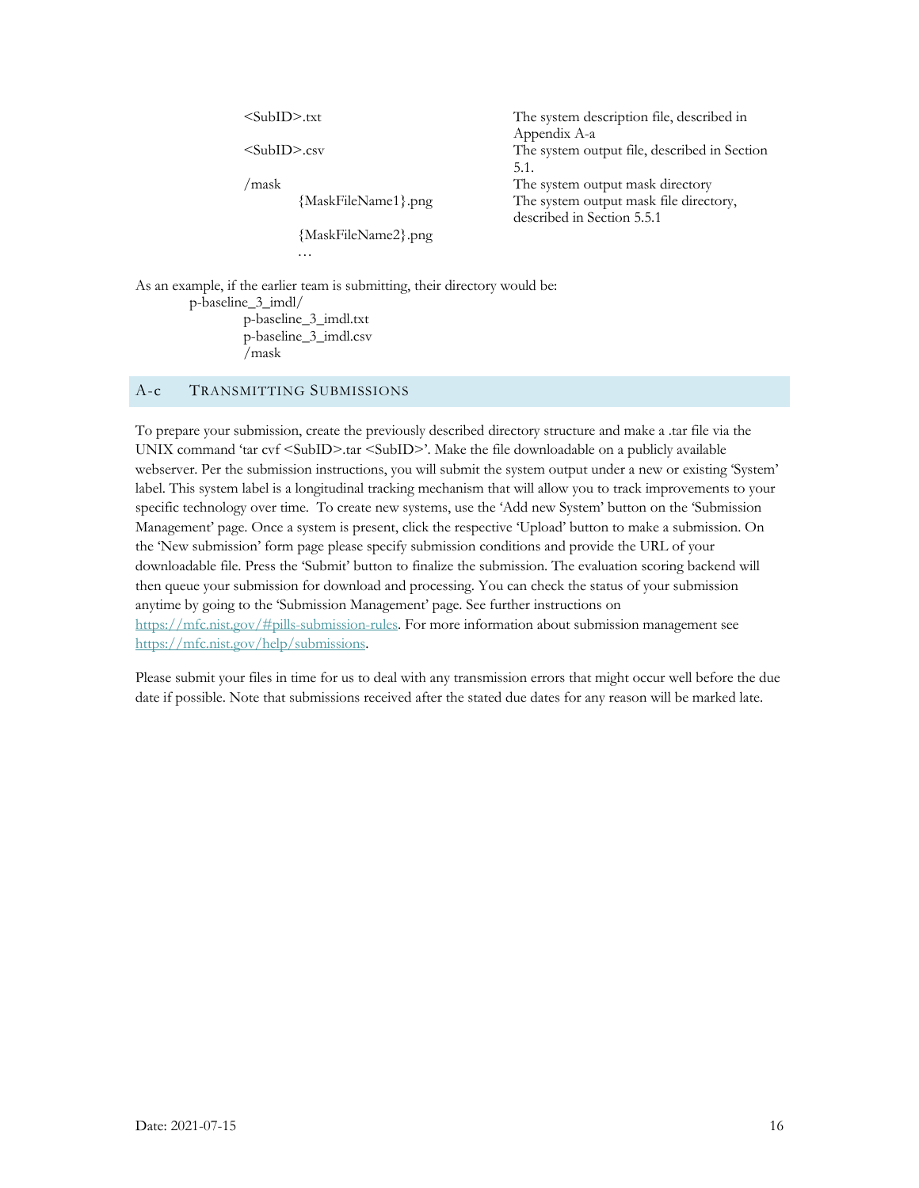| | |
|---|---|
| <SubID>.txt | The system description file, described in Appendix A-a |
| <SubID>.csv | The system output file, described in Section 5.1. |
| /mask | The system output mask directory |
| {MaskFileName1}.png | The system output mask file directory, described in Section 5.5.1 |
| {MaskFileName2}.png | |
| … | |

As an example, if the earlier team is submitting, their directory would be:

```
p-baseline_3_imdl/
    p-baseline_3_imdl.txt
    p-baseline_3_imdl.csv
    /mask
```

## A-c TRANSMITTING SUBMISSIONS

To prepare your submission, create the previously described directory structure and make a .tar file via the UNIX command 'tar cvf <SubID>.tar <SubID>'. Make the file downloadable on a publicly available webserver. Per the submission instructions, you will submit the system output under a new or existing 'System' label. This system label is a longitudinal tracking mechanism that will allow you to track improvements to your specific technology over time. To create new systems, use the 'Add new System' button on the 'Submission Management' page. Once a system is present, click the respective 'Upload' button to make a submission. On the 'New submission' form page please specify submission conditions and provide the URL of your downloadable file. Press the 'Submit' button to finalize the submission. The evaluation scoring backend will then queue your submission for download and processing. You can check the status of your submission anytime by going to the 'Submission Management' page. See further instructions on https://mfc.nist.gov/#pills-submission-rules. For more information about submission management see https://mfc.nist.gov/help/submissions.

Please submit your files in time for us to deal with any transmission errors that might occur well before the due date if possible. Note that submissions received after the stated due dates for any reason will be marked late.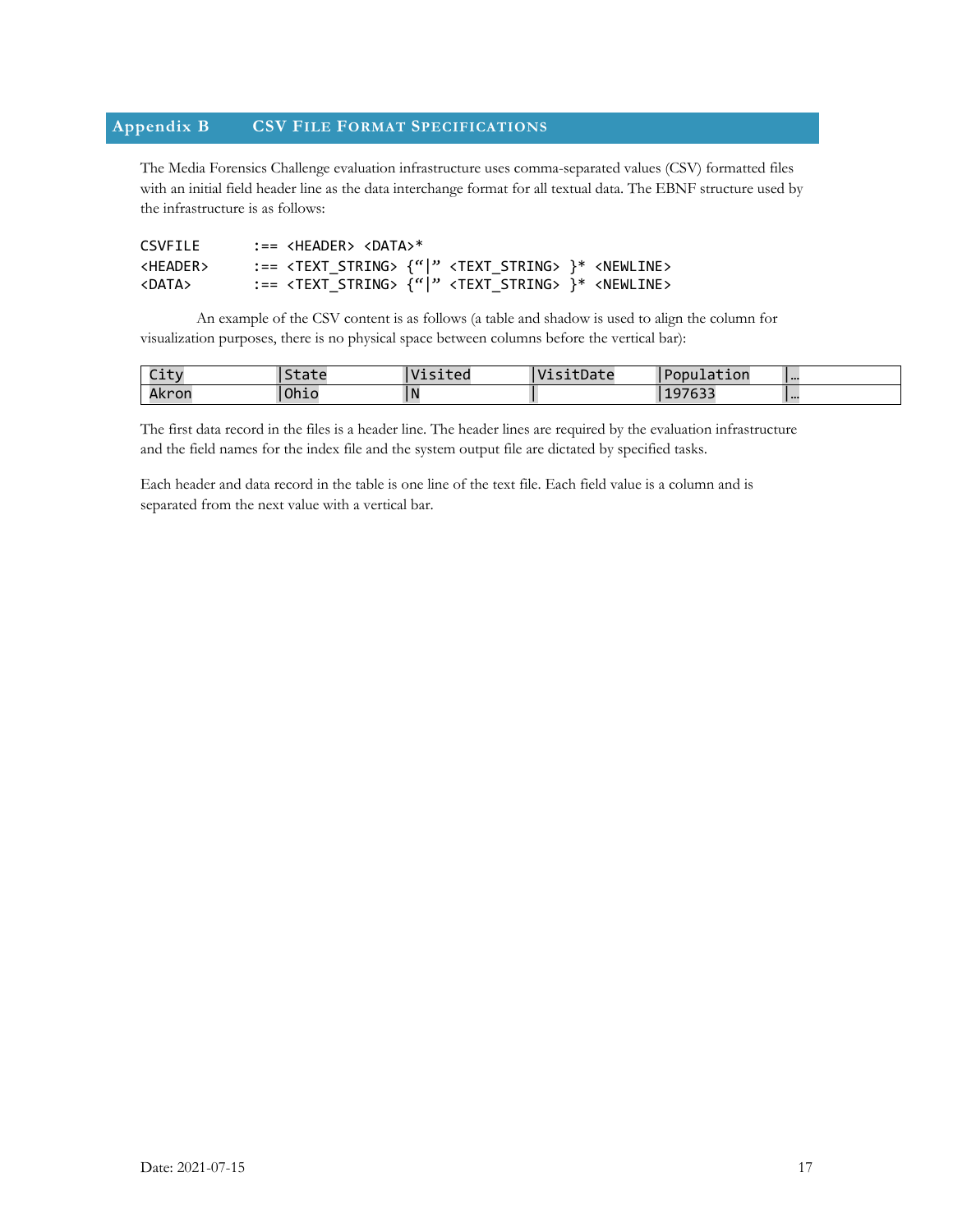# Appendix B CSV File Format Specifications

The Media Forensics Challenge evaluation infrastructure uses comma-separated values (CSV) formatted files with an initial field header line as the data interchange format for all textual data. The EBNF structure used by the infrastructure is as follows:

```
CSVFILE      :== <HEADER> <DATA>*
<HEADER>     :== <TEXT_STRING> {"|" <TEXT_STRING> }* <NEWLINE>
<DATA>       :== <TEXT_STRING> {"|" <TEXT_STRING> }* <NEWLINE>
```

An example of the CSV content is as follows (a table and shadow is used to align the column for visualization purposes, there is no physical space between columns before the vertical bar):

| City | State | Visited | VisitDate | Population | … |
|---|---|---|---|---|---|
| Akron | Ohio | N | | 197633 | … |

The first data record in the files is a header line. The header lines are required by the evaluation infrastructure and the field names for the index file and the system output file are dictated by specified tasks.

Each header and data record in the table is one line of the text file. Each field value is a column and is separated from the next value with a vertical bar.

Date: 2021-07-15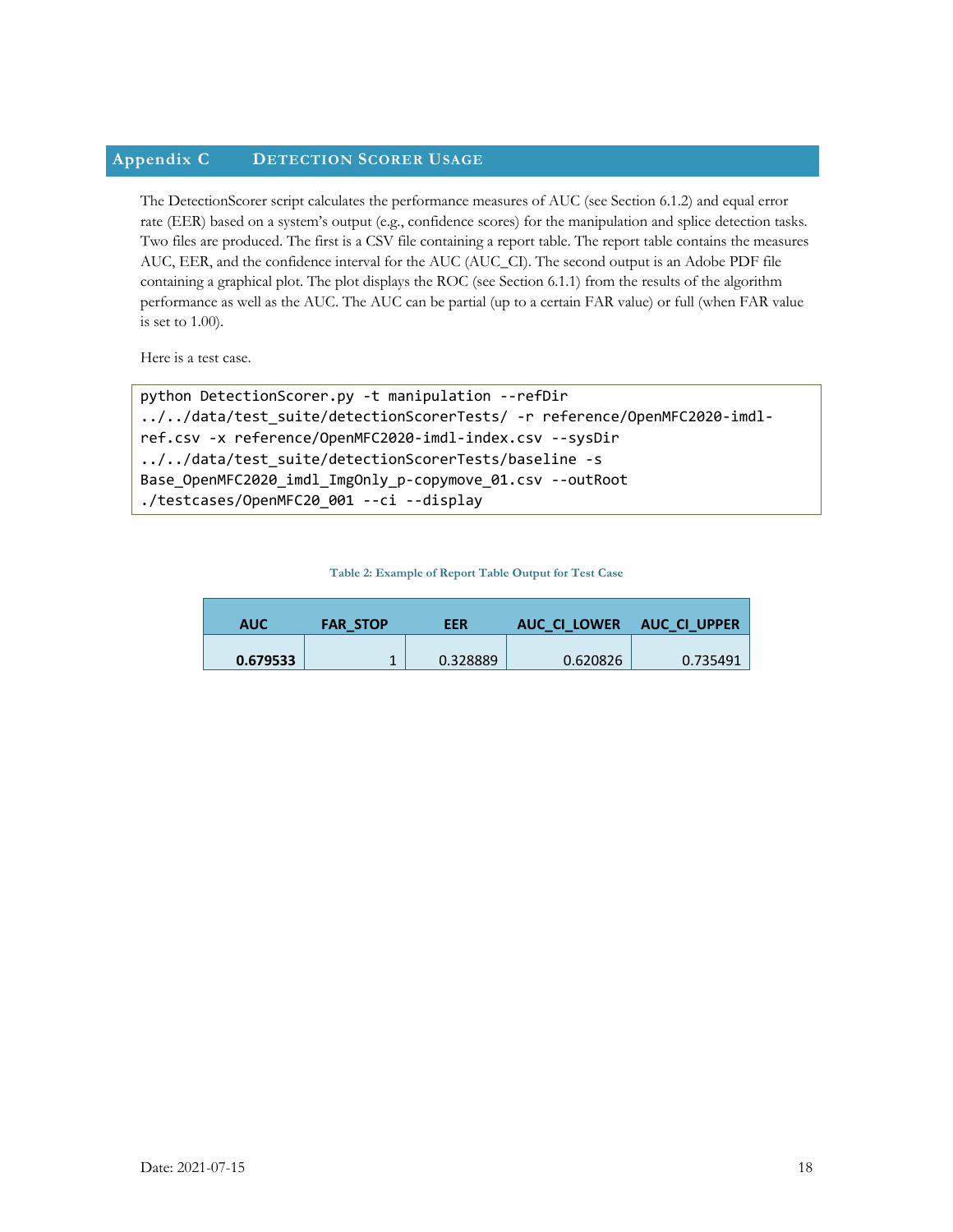# Appendix C DETECTION SCORER USAGE

The DetectionScorer script calculates the performance measures of AUC (see Section 6.1.2) and equal error rate (EER) based on a system's output (e.g., confidence scores) for the manipulation and splice detection tasks. Two files are produced. The first is a CSV file containing a report table. The report table contains the measures AUC, EER, and the confidence interval for the AUC (AUC_CI). The second output is an Adobe PDF file containing a graphical plot. The plot displays the ROC (see Section 6.1.1) from the results of the algorithm performance as well as the AUC. The AUC can be partial (up to a certain FAR value) or full (when FAR value is set to 1.00).

Here is a test case.

```
python DetectionScorer.py -t manipulation --refDir
../../data/test_suite/detectionScorerTests/ -r reference/OpenMFC2020-imdl-
ref.csv -x reference/OpenMFC2020-imdl-index.csv --sysDir
../../data/test_suite/detectionScorerTests/baseline -s
Base_OpenMFC2020_imdl_ImgOnly_p-copymove_01.csv --outRoot
./testcases/OpenMFC20_001 --ci --display
```

Table 2: Example of Report Table Output for Test Case

| AUC | FAR_STOP | EER | AUC_CI_LOWER | AUC_CI_UPPER |
|---|---|---|---|---|
| **0.679533** | 1 | 0.328889 | 0.620826 | 0.735491 |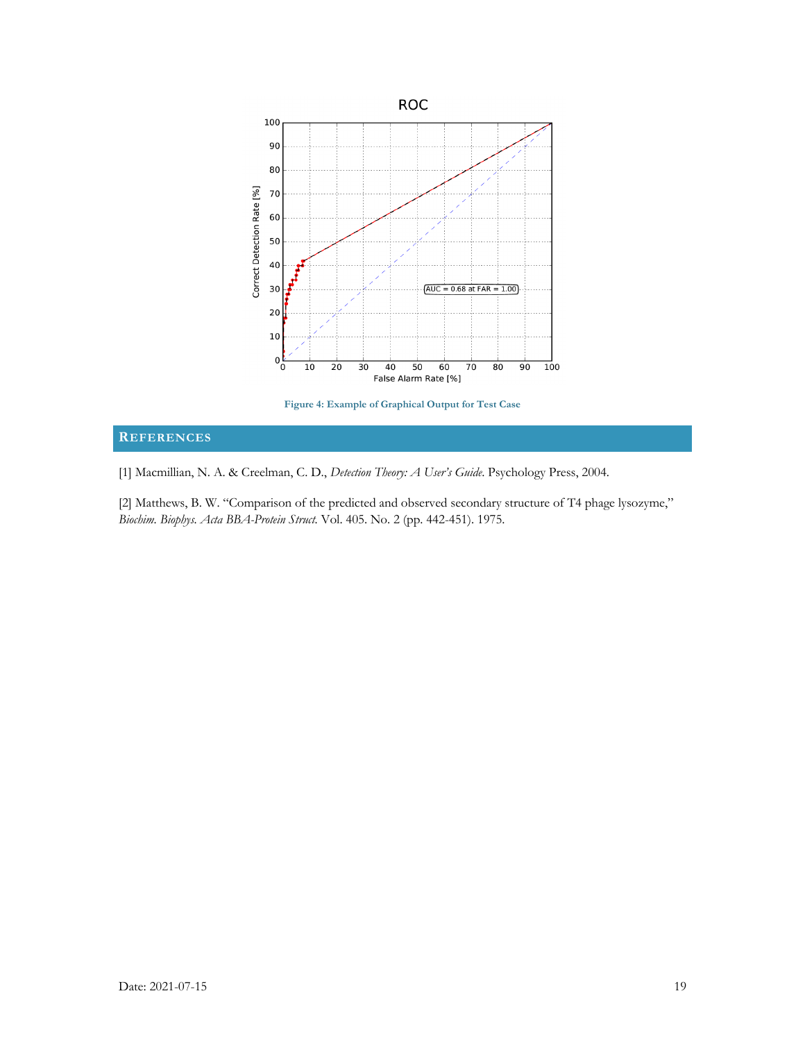ROC

100
90
80
70
60
50
40
30
20
10
0

Correct Detection Rate [%]

0 10 20 30 40 50 60 70 80 90 100

False Alarm Rate [%]

AUC = 0.68 at FAR = 1.00

**Figure 4: Example of Graphical Output for Test Case**

## REFERENCES

[1] Macmillian, N. A. & Creelman, C. D., *Detection Theory: A User's Guide.* Psychology Press, 2004.

[2] Matthews, B. W. "Comparison of the predicted and observed secondary structure of T4 phage lysozyme," *Biochim. Biophys. Acta BBA-Protein Struct.* Vol. 405. No. 2 (pp. 442-451). 1975.

Date: 2021-07-15